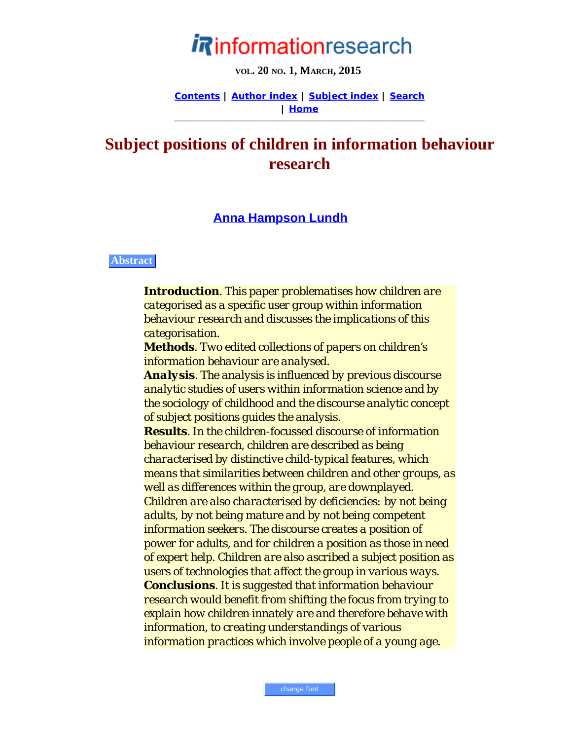# Subject positions of children in information behaviour research

**Anna Hampson Lundh**

**Abstract**

**Introduction**. This paper problematises how children are categorised as a specific user group within information behaviour research and discusses the implications of this categorisation.
**Methods**. Two edited collections of papers on children's information behaviour are analysed.
**Analysis**. The analysis is influenced by previous discourse analytic studies of users within information science and by the sociology of childhood and the discourse analytic concept of subject positions guides the analysis.
**Results**. In the children-focussed discourse of information behaviour research, children are described as being characterised by distinctive child-typical features, which means that similarities between children and other groups, as well as differences within the group, are downplayed. Children are also characterised by deficiencies: by not being adults, by not being mature and by not being competent information seekers. The discourse creates a position of power for adults, and for children a position as those in need of expert help. Children are also ascribed a subject position as users of technologies that affect the group in various ways.
**Conclusions**. It is suggested that information behaviour research would benefit from shifting the focus from trying to explain how children innately are and therefore behave with information, to creating understandings of various information practices which involve people of a young age.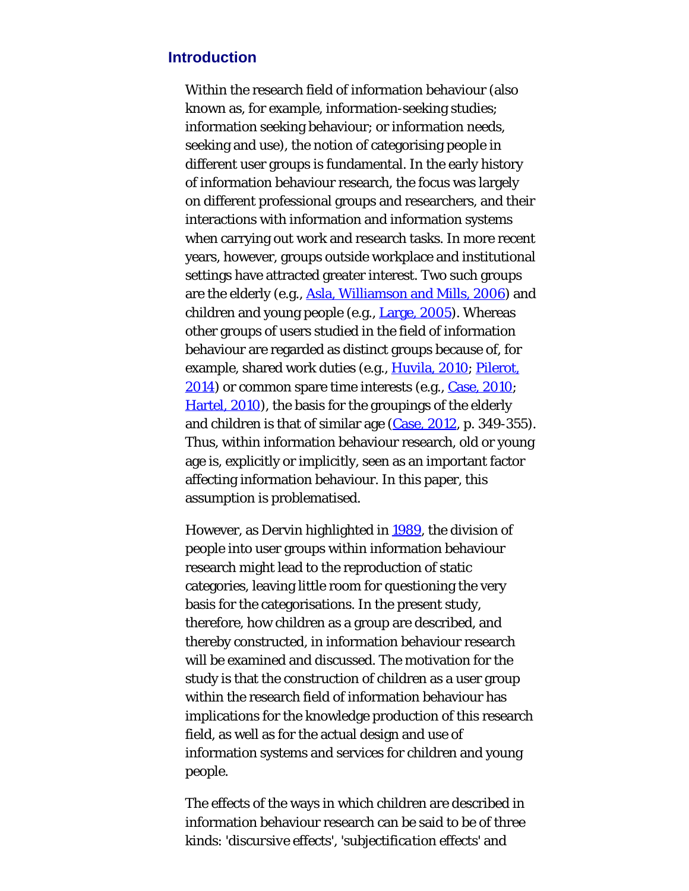## Introduction

Within the research field of information behaviour (also known as, for example, information-seeking studies; information seeking behaviour; or information needs, seeking and use), the notion of categorising people in different user groups is fundamental. In the early history of information behaviour research, the focus was largely on different professional groups and researchers, and their interactions with information and information systems when carrying out work and research tasks. In more recent years, however, groups outside workplace and institutional settings have attracted greater interest. Two such groups are the elderly (e.g., Asla, Williamson and Mills, 2006) and children and young people (e.g., Large, 2005). Whereas other groups of users studied in the field of information behaviour are regarded as distinct groups because of, for example, shared work duties (e.g., Huvila, 2010; Pilerot, 2014) or common spare time interests (e.g., Case, 2010; Hartel, 2010), the basis for the groupings of the elderly and children is that of similar age (Case, 2012, p. 349-355). Thus, within information behaviour research, old or young age is, explicitly or implicitly, seen as an important factor affecting information behaviour. In this paper, this assumption is problematised.

However, as Dervin highlighted in 1989, the division of people into user groups within information behaviour research might lead to the reproduction of static categories, leaving little room for questioning the very basis for the categorisations. In the present study, therefore, how children as a group are described, and thereby constructed, in information behaviour research will be examined and discussed. The motivation for the study is that the construction of children as a user group within the research field of information behaviour has implications for the knowledge production of this research field, as well as for the actual design and use of information systems and services for children and young people.

The effects of the ways in which children are described in information behaviour research can be said to be of three kinds: '*discursive effects*', '*subjectification effects*' and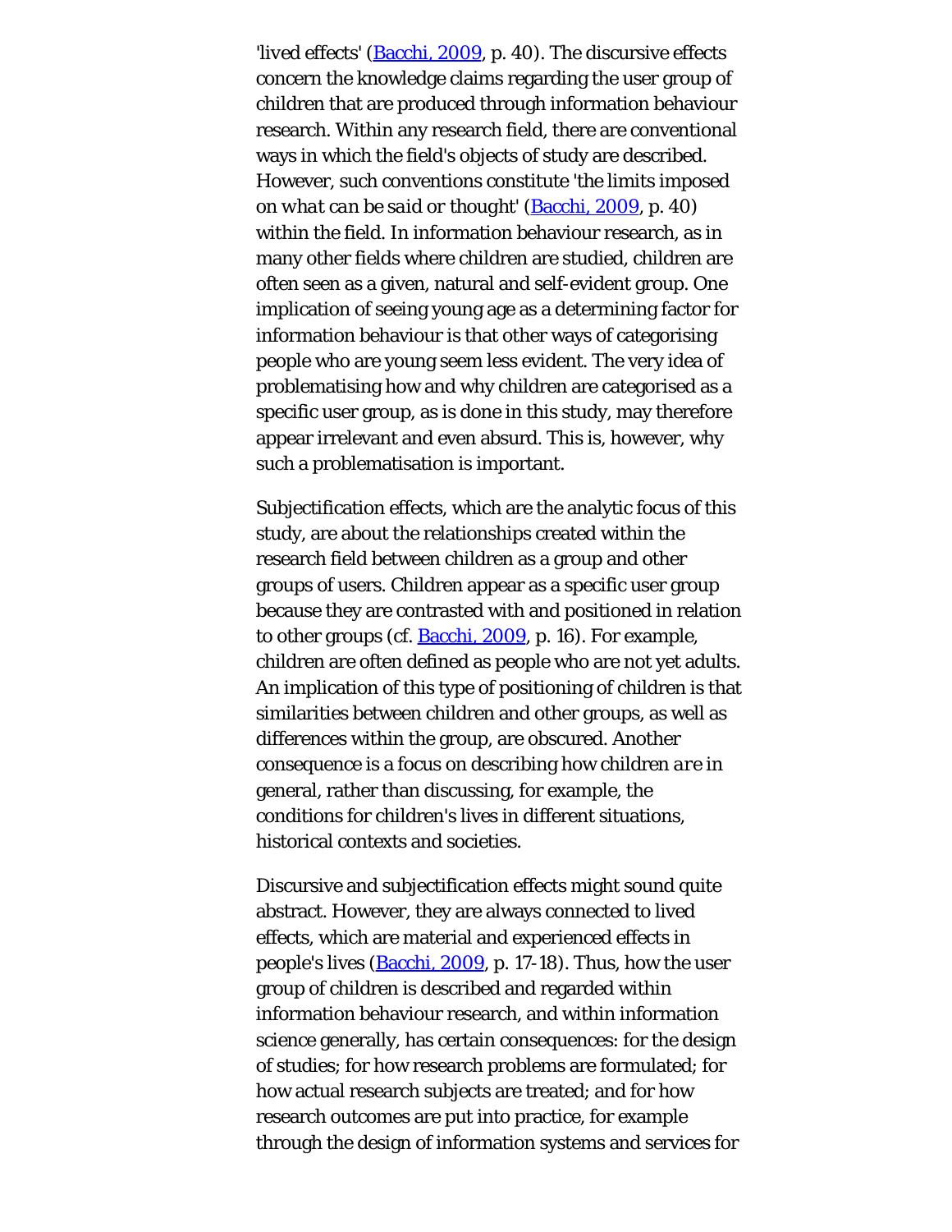'lived effects' (Bacchi, 2009, p. 40). The discursive effects concern the knowledge claims regarding the user group of children that are produced through information behaviour research. Within any research field, there are conventional ways in which the field's objects of study are described. However, such conventions constitute 'the limits imposed on *what can be said or thought*' (Bacchi, 2009, p. 40) within the field. In information behaviour research, as in many other fields where children are studied, children are often seen as a given, natural and self-evident group. One implication of seeing young age as a determining factor for information behaviour is that other ways of categorising people who are young seem less evident. The very idea of problematising how and why children are categorised as a specific user group, as is done in this study, may therefore appear irrelevant and even absurd. This is, however, why such a problematisation is important.

Subjectification effects, which are the analytic focus of this study, are about the relationships created within the research field between children as a group and other groups of users. Children appear as a specific user group because they are contrasted with and positioned in relation to other groups (cf. Bacchi, 2009, p. 16). For example, children are often defined as people who are not yet adults. An implication of this type of positioning of children is that similarities between children and other groups, as well as differences within the group, are obscured. Another consequence is a focus on describing how children *are* in general, rather than discussing, for example, the conditions for children's lives in different situations, historical contexts and societies.

Discursive and subjectification effects might sound quite abstract. However, they are always connected to lived effects, which are material and experienced effects in people's lives (Bacchi, 2009, p. 17-18). Thus, how the user group of children is described and regarded within information behaviour research, and within information science generally, has certain consequences: for the design of studies; for how research problems are formulated; for how actual research subjects are treated; and for how research outcomes are put into practice, for example through the design of information systems and services for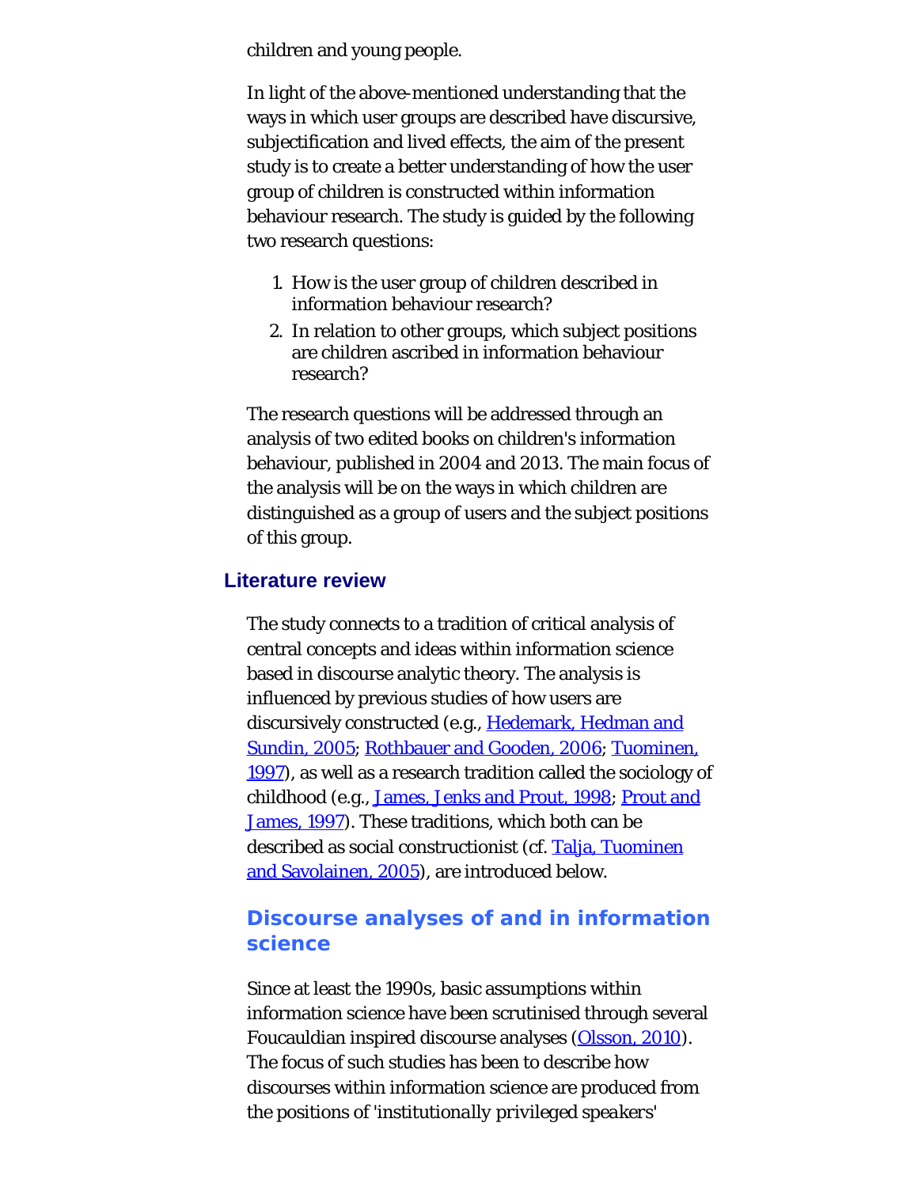children and young people.

In light of the above-mentioned understanding that the ways in which user groups are described have discursive, subjectification and lived effects, the aim of the present study is to create a better understanding of how the user group of children is constructed within information behaviour research. The study is guided by the following two research questions:

1. How is the user group of children described in information behaviour research?
2. In relation to other groups, which subject positions are children ascribed in information behaviour research?

The research questions will be addressed through an analysis of two edited books on children's information behaviour, published in 2004 and 2013. The main focus of the analysis will be on the ways in which children are distinguished as a group of users and the subject positions of this group.

## Literature review

The study connects to a tradition of critical analysis of central concepts and ideas within information science based in discourse analytic theory. The analysis is influenced by previous studies of how users are discursively constructed (e.g., Hedemark, Hedman and Sundin, 2005; Rothbauer and Gooden, 2006; Tuominen, 1997), as well as a research tradition called the sociology of childhood (e.g., James, Jenks and Prout, 1998; Prout and James, 1997). These traditions, which both can be described as social constructionist (cf. Talja, Tuominen and Savolainen, 2005), are introduced below.

### Discourse analyses of and in information science

Since at least the 1990s, basic assumptions within information science have been scrutinised through several Foucauldian inspired discourse analyses (Olsson, 2010). The focus of such studies has been to describe how discourses within information science are produced from the positions of 'institutionally privileged speakers'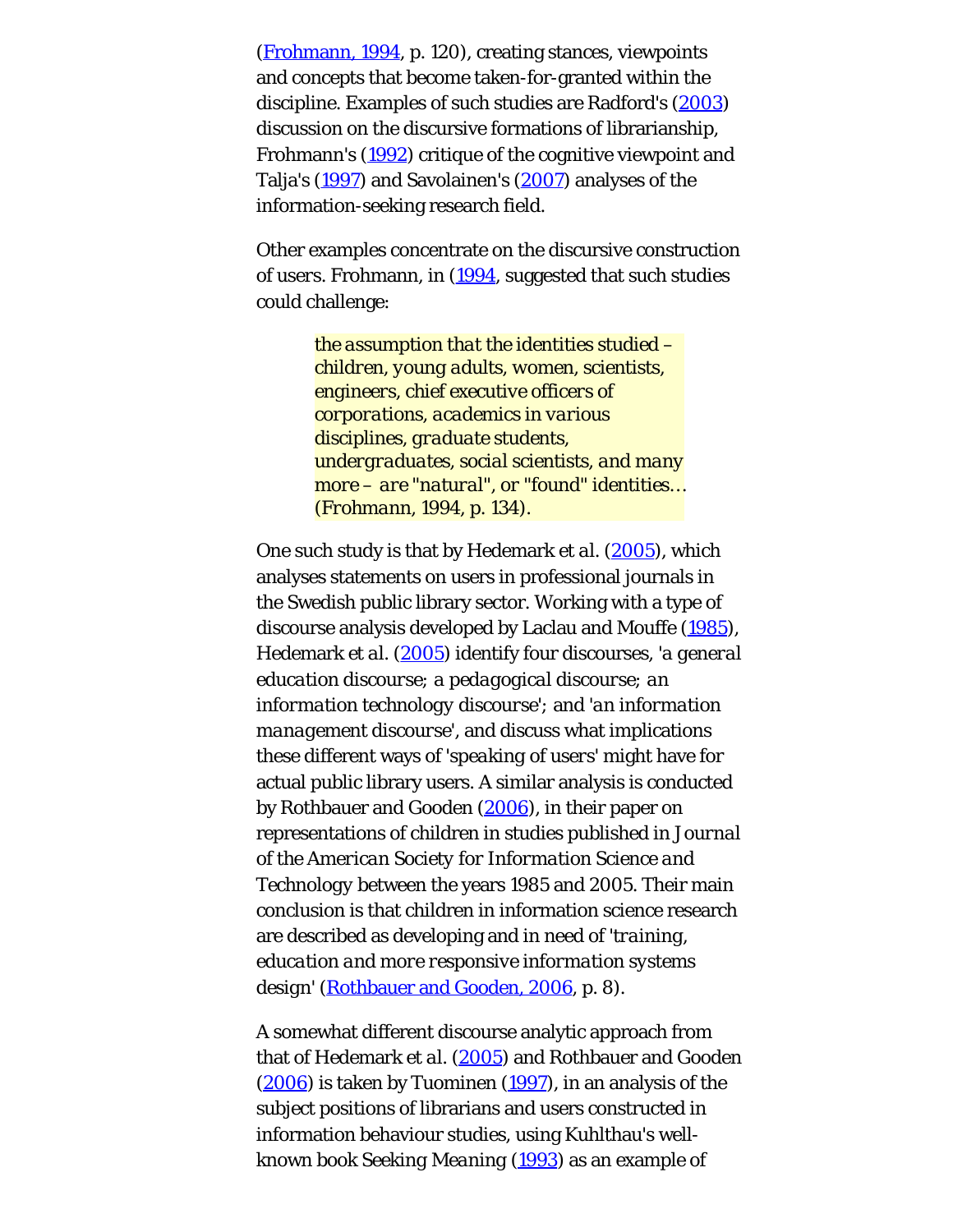(Frohmann, 1994, p. 120), creating stances, viewpoints and concepts that become taken-for-granted within the discipline. Examples of such studies are Radford's (2003) discussion on the discursive formations of librarianship, Frohmann's (1992) critique of the cognitive viewpoint and Talja's (1997) and Savolainen's (2007) analyses of the information-seeking research field.

Other examples concentrate on the discursive construction of users. Frohmann, in (1994, suggested that such studies could challenge:

> *the assumption that the identities studied – children, young adults, women, scientists, engineers, chief executive officers of corporations, academics in various disciplines, graduate students, undergraduates, social scientists, and many more – are "natural", or "found" identities... (Frohmann, 1994, p. 134).*

One such study is that by Hedemark *et al.* (2005), which analyses statements on users in professional journals in the Swedish public library sector. Working with a type of discourse analysis developed by Laclau and Mouffe (1985), Hedemark *et al.* (2005) identify four discourses, '*a general education discourse; a pedagogical discourse; an information technology discourse*'; and '*an information management discourse*', and discuss what implications these different ways of 'speaking of users' might have for actual public library users. A similar analysis is conducted by Rothbauer and Gooden (2006), in their paper on representations of children in studies published in *Journal of the American Society for Information Science and Technology* between the years 1985 and 2005. Their main conclusion is that children in information science research are described as developing and in need of '*training, education and more responsive information systems design*' (Rothbauer and Gooden, 2006, p. 8).

A somewhat different discourse analytic approach from that of Hedemark *et al.* (2005) and Rothbauer and Gooden (2006) is taken by Tuominen (1997), in an analysis of the subject positions of librarians and users constructed in information behaviour studies, using Kuhlthau's well-known book *Seeking Meaning* (1993) as an example of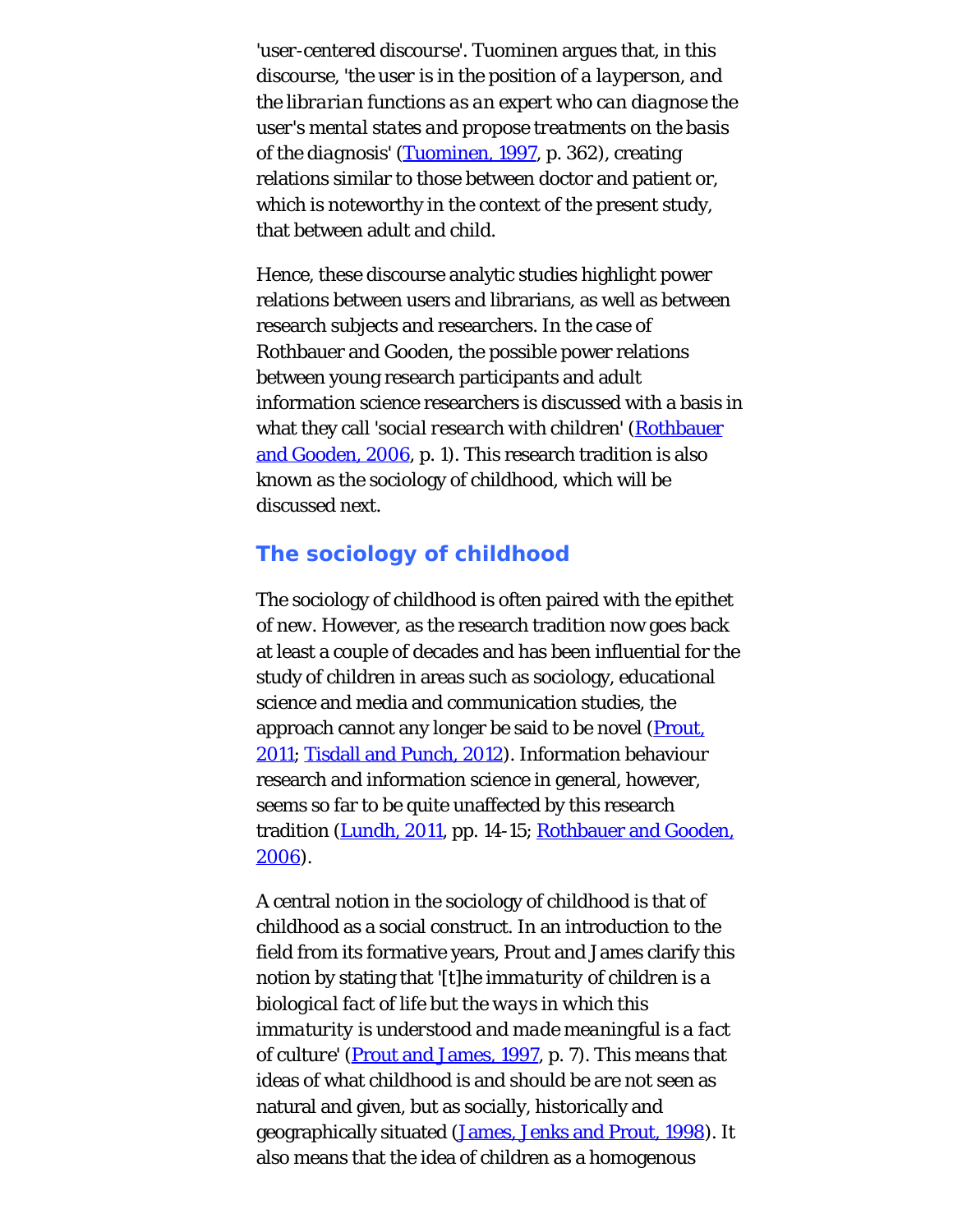'*user-centered discourse*'. Tuominen argues that, in this discourse, '*the user is in the position of a layperson, and the librarian functions as an expert who can diagnose the user's mental states and propose treatments on the basis of the diagnosis*' (Tuominen, 1997, p. 362), creating relations similar to those between doctor and patient or, which is noteworthy in the context of the present study, that between adult and child.

Hence, these discourse analytic studies highlight power relations between users and librarians, as well as between research subjects and researchers. In the case of Rothbauer and Gooden, the possible power relations between young research participants and adult information science researchers is discussed with a basis in what they call '*social research with children*' (Rothbauer and Gooden, 2006, p. 1). This research tradition is also known as the sociology of childhood, which will be discussed next.

## The sociology of childhood

The sociology of childhood is often paired with the epithet of new. However, as the research tradition now goes back at least a couple of decades and has been influential for the study of children in areas such as sociology, educational science and media and communication studies, the approach cannot any longer be said to be novel (Prout, 2011; Tisdall and Punch, 2012). Information behaviour research and information science in general, however, seems so far to be quite unaffected by this research tradition (Lundh, 2011, pp. 14-15; Rothbauer and Gooden, 2006).

A central notion in the sociology of childhood is that of childhood as a social construct. In an introduction to the field from its formative years, Prout and James clarify this notion by stating that '*[t]he immaturity of children is a biological fact of life but the ways in which this immaturity is understood and made meaningful is a fact of culture*' (Prout and James, 1997, p. 7). This means that ideas of what childhood is and should be are not seen as natural and given, but as socially, historically and geographically situated (James, Jenks and Prout, 1998). It also means that the idea of children as a homogenous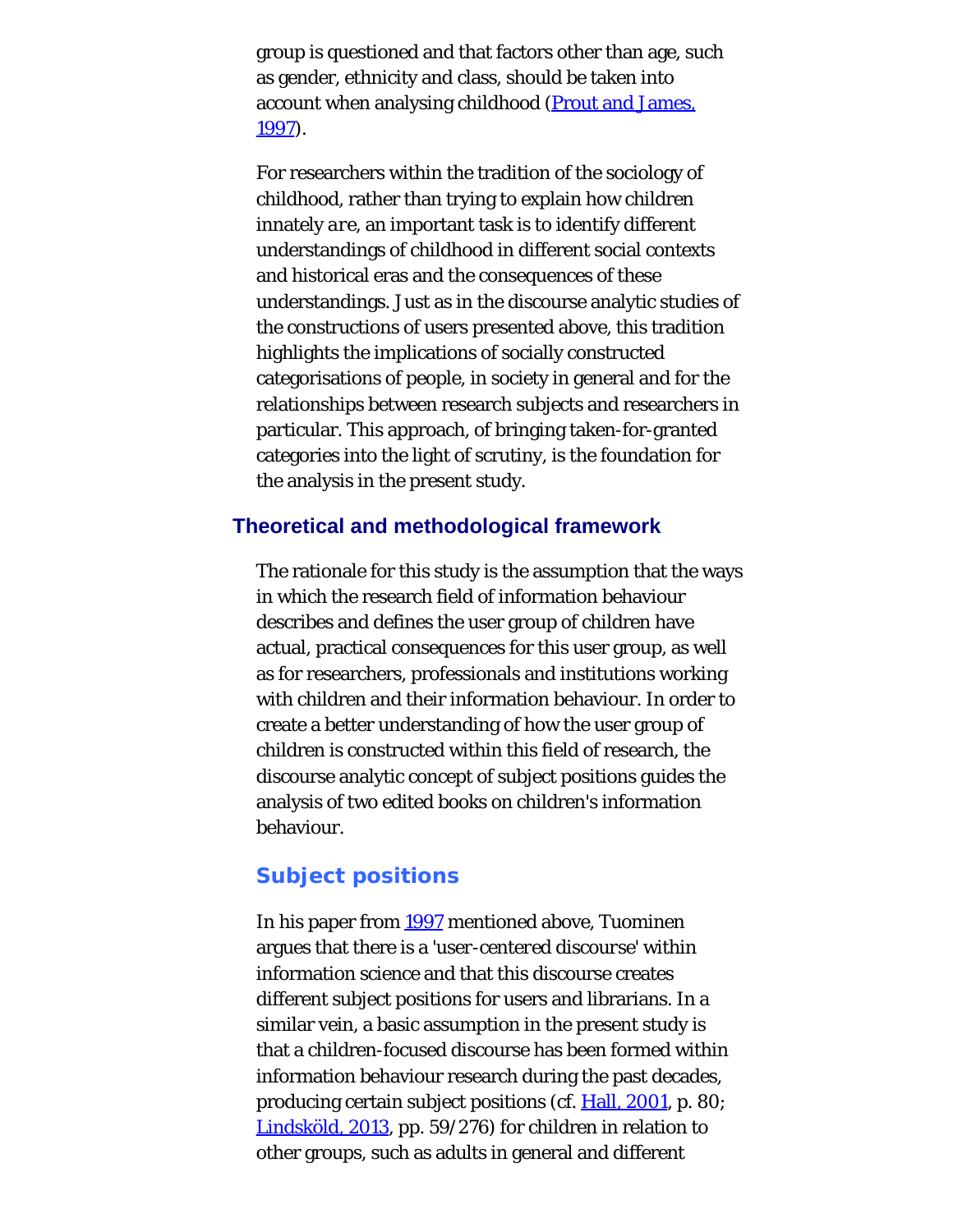group is questioned and that factors other than age, such as gender, ethnicity and class, should be taken into account when analysing childhood (Prout and James, 1997).

For researchers within the tradition of the sociology of childhood, rather than trying to explain how children innately *are*, an important task is to identify different understandings of childhood in different social contexts and historical eras and the consequences of these understandings. Just as in the discourse analytic studies of the constructions of users presented above, this tradition highlights the implications of socially constructed categorisations of people, in society in general and for the relationships between research subjects and researchers in particular. This approach, of bringing taken-for-granted categories into the light of scrutiny, is the foundation for the analysis in the present study.

## Theoretical and methodological framework

The rationale for this study is the assumption that the ways in which the research field of information behaviour describes and defines the user group of children have actual, practical consequences for this user group, as well as for researchers, professionals and institutions working with children and their information behaviour. In order to create a better understanding of how the user group of children is constructed within this field of research, the discourse analytic concept of subject positions guides the analysis of two edited books on children's information behaviour.

### Subject positions

In his paper from 1997 mentioned above, Tuominen argues that there is a 'user-centered discourse' within information science and that this discourse creates different subject positions for users and librarians. In a similar vein, a basic assumption in the present study is that a children-focused discourse has been formed within information behaviour research during the past decades, producing certain subject positions (cf. Hall, 2001, p. 80; Lindsköld, 2013, pp. 59/276) for children in relation to other groups, such as adults in general and different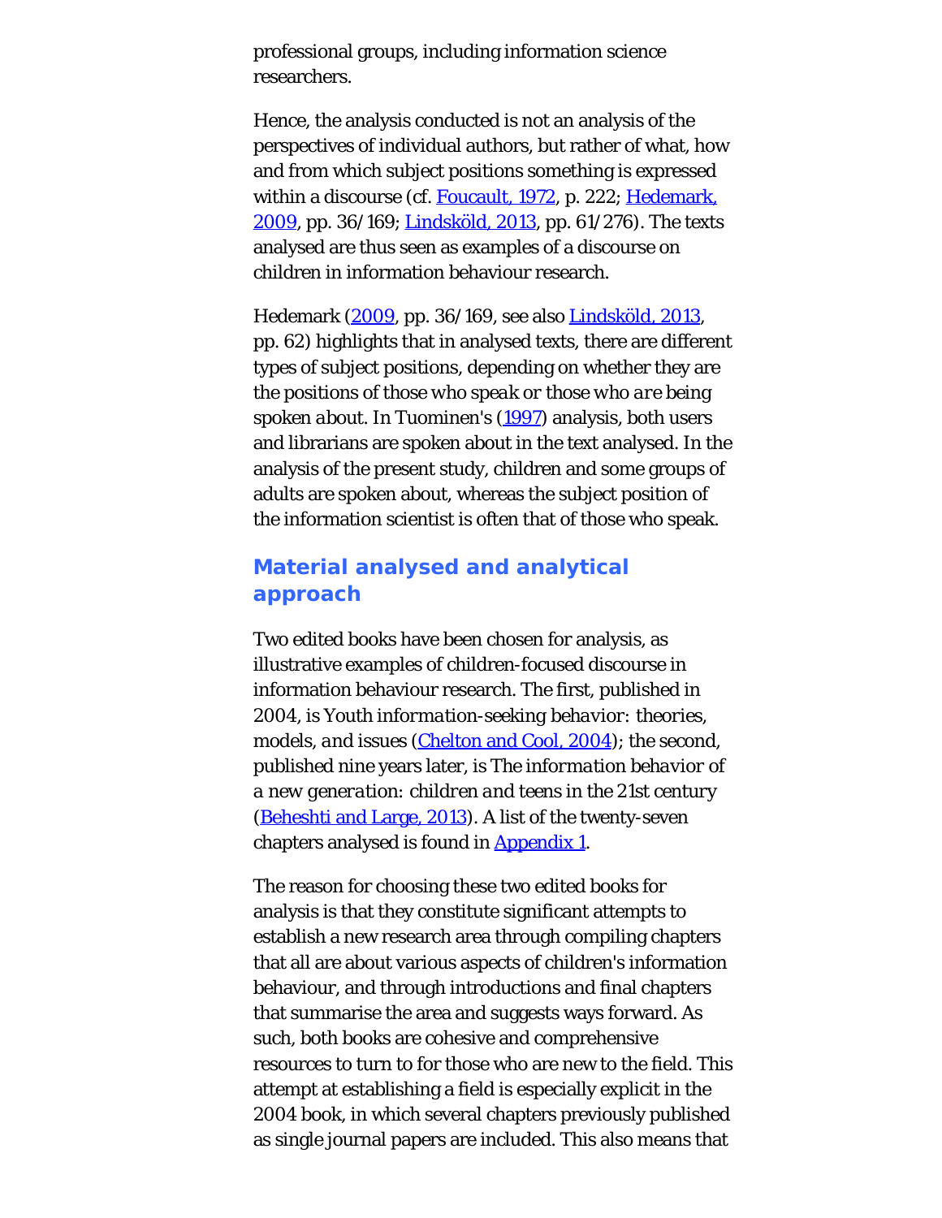professional groups, including information science researchers.

Hence, the analysis conducted is not an analysis of the perspectives of individual authors, but rather of what, how and from which subject positions something is expressed within a discourse (cf. Foucault, 1972, p. 222; Hedemark, 2009, pp. 36/169; Lindsköld, 2013, pp. 61/276). The texts analysed are thus seen as examples of a discourse on children in information behaviour research.

Hedemark (2009, pp. 36/169, see also Lindsköld, 2013, pp. 62) highlights that in analysed texts, there are different types of subject positions, depending on whether they are the positions of those who *speak* or those who *are being spoken about*. In Tuominen's (1997) analysis, both users and librarians are spoken about in the text analysed. In the analysis of the present study, children and some groups of adults are spoken about, whereas the subject position of the information scientist is often that of those who speak.

## Material analysed and analytical approach

Two edited books have been chosen for analysis, as illustrative examples of children-focused discourse in information behaviour research. The first, published in 2004, is *Youth information-seeking behavior: theories, models, and issues* (Chelton and Cool, 2004); the second, published nine years later, is *The information behavior of a new generation: children and teens in the 21st century* (Beheshti and Large, 2013). A list of the twenty-seven chapters analysed is found in Appendix 1.

The reason for choosing these two edited books for analysis is that they constitute significant attempts to establish a new research area through compiling chapters that all are about various aspects of children's information behaviour, and through introductions and final chapters that summarise the area and suggests ways forward. As such, both books are cohesive and comprehensive resources to turn to for those who are new to the field. This attempt at establishing a field is especially explicit in the 2004 book, in which several chapters previously published as single journal papers are included. This also means that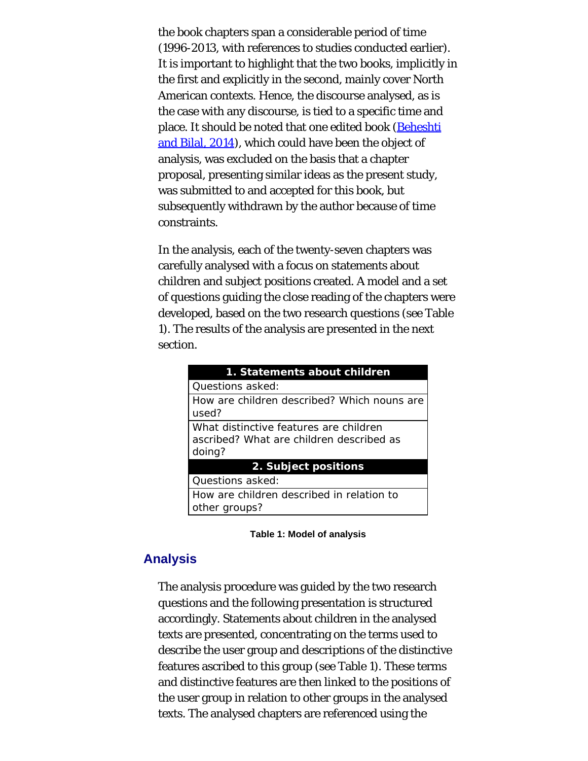the book chapters span a considerable period of time (1996-2013, with references to studies conducted earlier). It is important to highlight that the two books, implicitly in the first and explicitly in the second, mainly cover North American contexts. Hence, the discourse analysed, as is the case with any discourse, is tied to a specific time and place. It should be noted that one edited book (Beheshti and Bilal, 2014), which could have been the object of analysis, was excluded on the basis that a chapter proposal, presenting similar ideas as the present study, was submitted to and accepted for this book, but subsequently withdrawn by the author because of time constraints.

In the analysis, each of the twenty-seven chapters was carefully analysed with a focus on statements about children and subject positions created. A model and a set of questions guiding the close reading of the chapters were developed, based on the two research questions (see Table 1). The results of the analysis are presented in the next section.

| **1. Statements about children** |
| --- |
| Questions asked: |
| How are children described? Which nouns are used? |
| What distinctive features are children ascribed? What are children described as doing? |
| **2. Subject positions** |
| Questions asked: |
| How are children described in relation to other groups? |

**Table 1: Model of analysis**

## Analysis

The analysis procedure was guided by the two research questions and the following presentation is structured accordingly. Statements about children in the analysed texts are presented, concentrating on the terms used to describe the user group and descriptions of the distinctive features ascribed to this group (see Table 1). These terms and distinctive features are then linked to the positions of the user group in relation to other groups in the analysed texts. The analysed chapters are referenced using the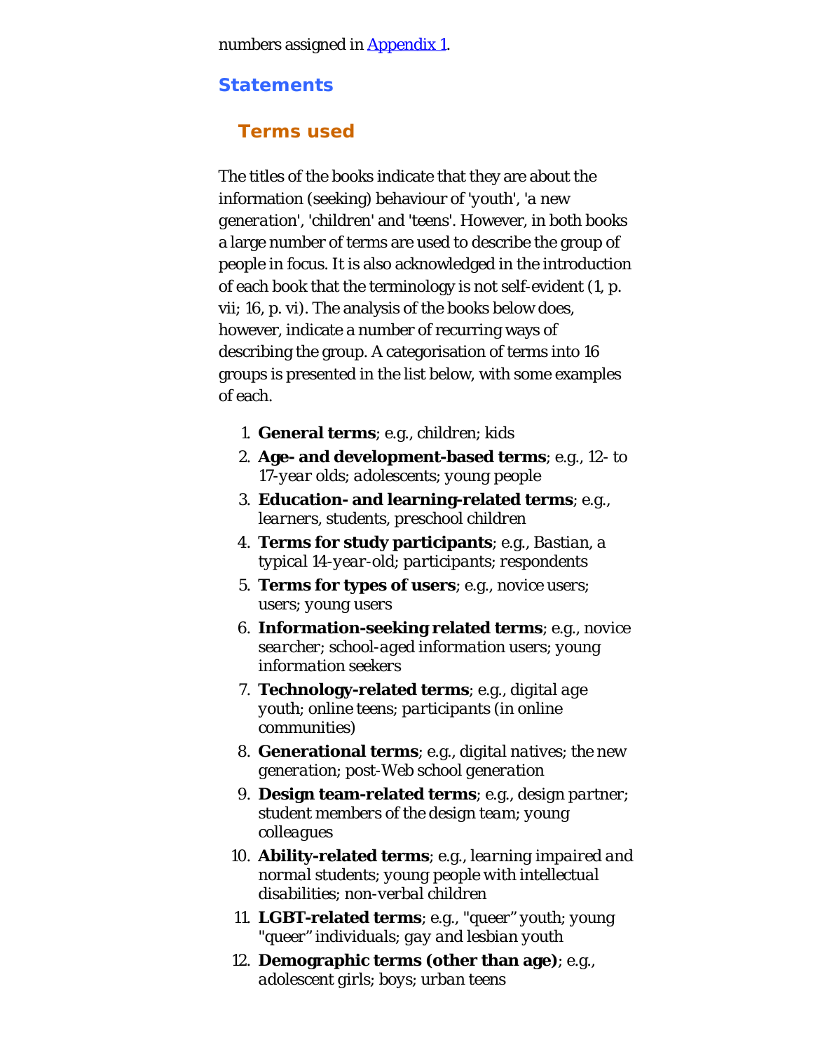numbers assigned in [Appendix 1](#).

## Statements

### Terms used

The titles of the books indicate that they are about the information (seeking) behaviour of 'youth', 'a new generation', 'children' and 'teens'. However, in both books a large number of terms are used to describe the group of people in focus. It is also acknowledged in the introduction of each book that the terminology is not self-evident (1, p. vii; 16, p. vi). The analysis of the books below does, however, indicate a number of recurring ways of describing the group. A categorisation of terms into 16 groups is presented in the list below, with some examples of each.

1. **General terms**; e.g., *children*; *kids*
2. **Age- and development-based terms**; e.g., *12- to 17-year olds*; *adolescents*; *young people*
3. **Education- and learning-related terms**; e.g., *learners*, *students*, *preschool children*
4. **Terms for study participants**; e.g., *Bastian, a typical 14-year-old*; *participants*; *respondents*
5. **Terms for types of users**; e.g., *novice users*; *users*; *young users*
6. **Information-seeking related terms**; e.g., *novice searcher*; *school-aged information users*; *young information seekers*
7. **Technology-related terms**; e.g., *digital age youth*; *online teens*; *participants (in online communities)*
8. **Generational terms**; e.g., *digital natives*; *the new generation*; *post-Web school generation*
9. **Design team-related terms**; e.g., *design partner*; *student members of the design team*; *young colleagues*
10. **Ability-related terms**; e.g., *learning impaired and normal students*; *young people with intellectual disabilities*; *non-verbal children*
11. **LGBT-related terms**; e.g., *"queer" youth*; *young "queer" individuals*; *gay and lesbian youth*
12. **Demographic terms (other than age)**; e.g., *adolescent girls*; *boys*; *urban teens*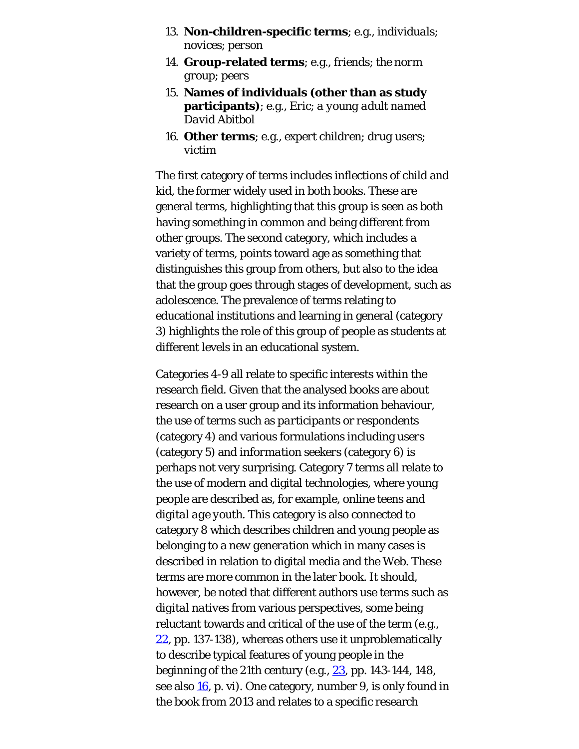13. **Non-children-specific terms**; e.g., *individuals*; *novices*; *person*
14. **Group-related terms**; e.g., *friends*; *the norm group*; *peers*
15. **Names of individuals (other than as study participants)**; e.g., *Eric*; *a young adult named David Abitbol*
16. **Other terms**; e.g., *expert children*; *drug users*; *victim*

The first category of terms includes inflections of child and kid, the former widely used in both books. These are general terms, highlighting that this group is seen as both having something in common and being different from other groups. The second category, which includes a variety of terms, points toward age as something that distinguishes this group from others, but also to the idea that the group goes through stages of development, such as adolescence. The prevalence of terms relating to educational institutions and learning in general (category 3) highlights the role of this group of people as students at different levels in an educational system.

Categories 4-9 all relate to specific interests within the research field. Given that the analysed books are about research on a user group and its information behaviour, the use of terms such as *participants* or *respondents* (category 4) and various formulations including users (category 5) and *information seekers* (category 6) is perhaps not very surprising. Category 7 terms all relate to the use of modern and digital technologies, where young people are described as, for example, online teens and *digital age youth*. This category is also connected to category 8 which describes children and young people as belonging to a new *generation* which in many cases is described in relation to digital media and the Web. These terms are more common in the later book. It should, however, be noted that different authors use terms such as *digital natives* from various perspectives, some being reluctant towards and critical of the use of the term (e.g., [22], pp. 137-138), whereas others use it unproblematically to describe typical features of young people in the beginning of the 21th century (e.g., [23], pp. 143-144, 148, see also [16], p. vi). One category, number 9, is only found in the book from 2013 and relates to a specific research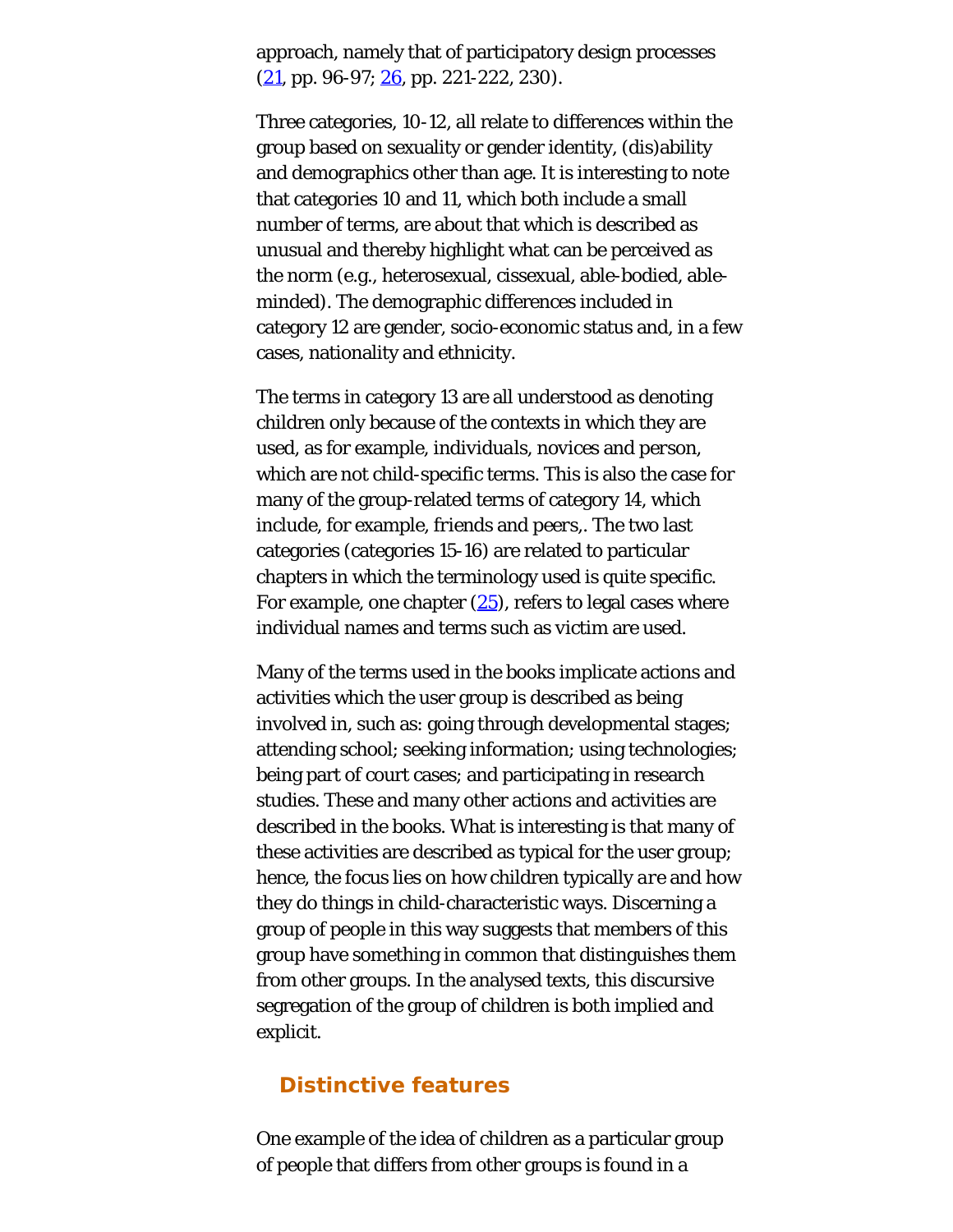approach, namely that of participatory design processes (21, pp. 96-97; 26, pp. 221-222, 230).

Three categories, 10-12, all relate to differences within the group based on sexuality or gender identity, (dis)ability and demographics other than age. It is interesting to note that categories 10 and 11, which both include a small number of terms, are about that which is described as unusual and thereby highlight what can be perceived as the norm (e.g., heterosexual, cissexual, able-bodied, able-minded). The demographic differences included in category 12 are gender, socio-economic status and, in a few cases, nationality and ethnicity.

The terms in category 13 are all understood as denoting children only because of the contexts in which they are used, as for example, *individuals*, *novices* and *person*, which are not child-specific terms. This is also the case for many of the group-related terms of category 14, which include, for example, *friends* and *peers*,. The two last categories (categories 15-16) are related to particular chapters in which the terminology used is quite specific. For example, one chapter (25), refers to legal cases where individual names and terms such as victim are used.

Many of the terms used in the books implicate actions and activities which the user group is described as being involved in, such as: going through developmental stages; attending school; seeking information; using technologies; being part of court cases; and participating in research studies. These and many other actions and activities are described in the books. What is interesting is that many of these activities are described as typical for the user group; hence, the focus lies on how children typically *are* and how they do things in child-characteristic ways. Discerning a group of people in this way suggests that members of this group have something in common that distinguishes them from other groups. In the analysed texts, this discursive segregation of the group of children is both implied and explicit.

## Distinctive features

One example of the idea of children as a particular group of people that differs from other groups is found in a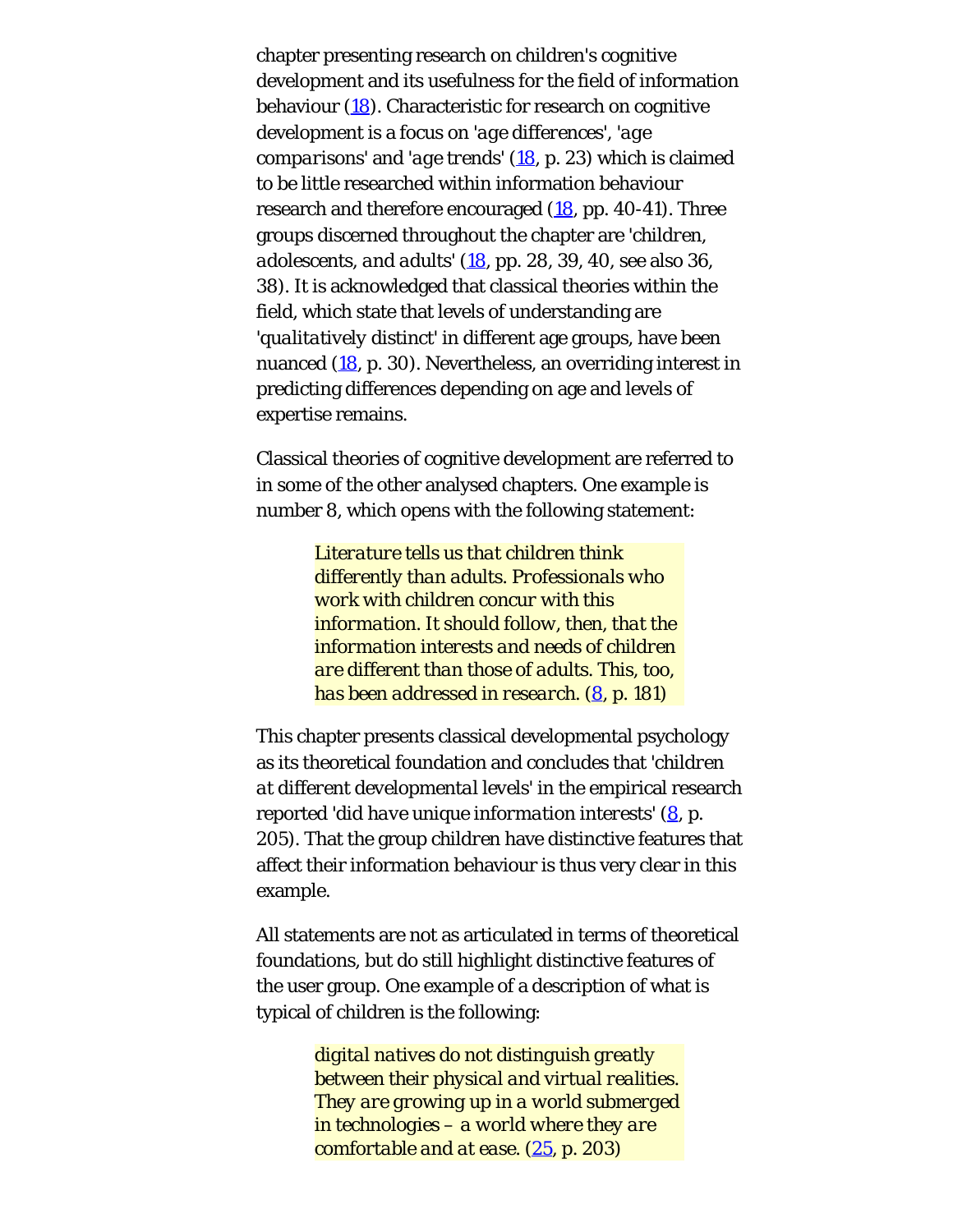chapter presenting research on children's cognitive development and its usefulness for the field of information behaviour ([18](#)). Characteristic for research on cognitive development is a focus on '*age differences*', '*age comparisons*' and '*age trends*' ([18](#), p. 23) which is claimed to be little researched within information behaviour research and therefore encouraged ([18](#), pp. 40-41). Three groups discerned throughout the chapter are '*children, adolescents, and adults*' ([18](#), pp. 28, 39, 40, see also 36, 38). It is acknowledged that classical theories within the field, which state that levels of understanding are '*qualitatively distinct*' in different age groups, have been nuanced ([18](#), p. 30). Nevertheless, an overriding interest in predicting differences depending on age and levels of expertise remains.

Classical theories of cognitive development are referred to in some of the other analysed chapters. One example is number 8, which opens with the following statement:

> *Literature tells us that children think differently than adults. Professionals who work with children concur with this information. It should follow, then, that the information interests and needs of children are different than those of adults. This, too, has been addressed in research.* ([8](#), p. 181)

This chapter presents classical developmental psychology as its theoretical foundation and concludes that '*children at different developmental levels*' in the empirical research reported '*did have unique information interests*' ([8](#), p. 205). That the group *children* have distinctive features that affect their information behaviour is thus very clear in this example.

All statements are not as articulated in terms of theoretical foundations, but do still highlight distinctive features of the user group. One example of a description of what is typical of children is the following:

> *digital natives do not distinguish greatly between their physical and virtual realities. They are growing up in a world submerged in technologies – a world where they are comfortable and at ease.* ([25](#), p. 203)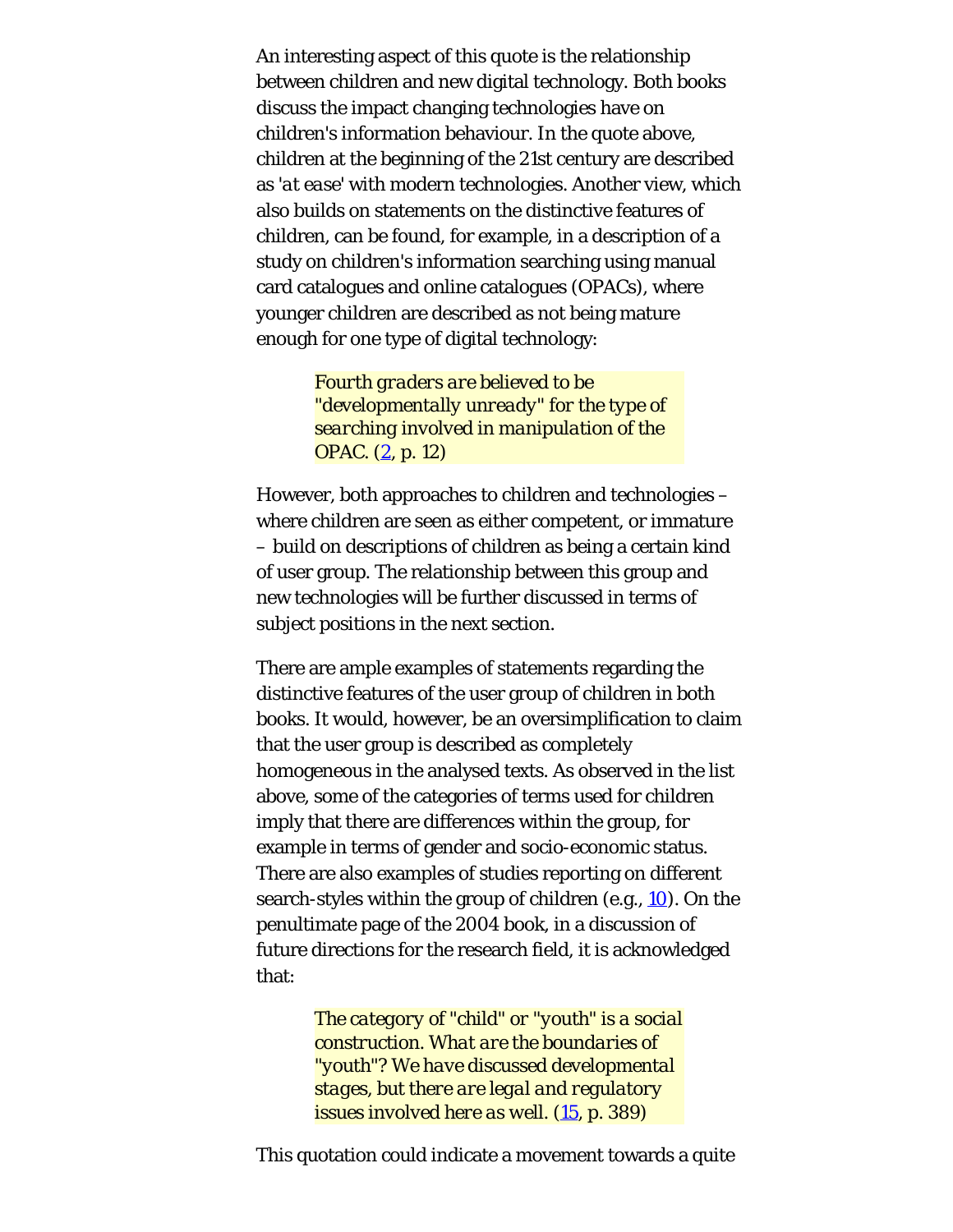An interesting aspect of this quote is the relationship between children and new digital technology. Both books discuss the impact changing technologies have on children's information behaviour. In the quote above, children at the beginning of the 21st century are described as '*at ease*' with modern technologies. Another view, which also builds on statements on the distinctive features of children, can be found, for example, in a description of a study on children's information searching using manual card catalogues and online catalogues (OPACs), where younger children are described as not being mature enough for one type of digital technology:

> *Fourth graders are believed to be "developmentally unready" for the type of searching involved in manipulation of the OPAC.* (2, p. 12)

However, both approaches to children and technologies – where children are seen as either competent, or immature – build on descriptions of children as being a certain kind of user group. The relationship between this group and new technologies will be further discussed in terms of subject positions in the next section.

There are ample examples of statements regarding the distinctive features of the user group of children in both books. It would, however, be an oversimplification to claim that the user group is described as completely homogeneous in the analysed texts. As observed in the list above, some of the categories of terms used for children imply that there are differences within the group, for example in terms of gender and socio-economic status. There are also examples of studies reporting on different search-styles within the group of children (e.g., 10). On the penultimate page of the 2004 book, in a discussion of future directions for the research field, it is acknowledged that:

> *The category of "child" or "youth" is a social construction. What are the boundaries of "youth"? We have discussed developmental stages, but there are legal and regulatory issues involved here as well.* (15, p. 389)

This quotation could indicate a movement towards a quite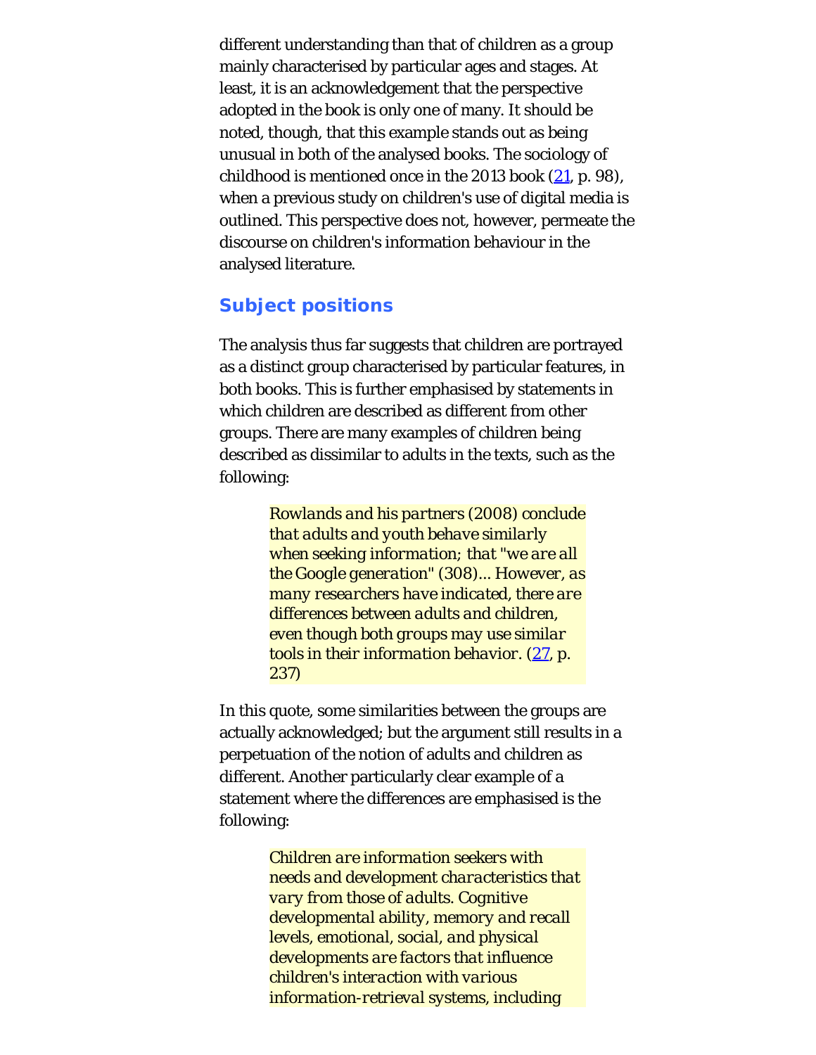different understanding than that of children as a group mainly characterised by particular ages and stages. At least, it is an acknowledgement that the perspective adopted in the book is only one of many. It should be noted, though, that this example stands out as being unusual in both of the analysed books. The sociology of childhood is mentioned once in the 2013 book (21, p. 98), when a previous study on children's use of digital media is outlined. This perspective does not, however, permeate the discourse on children's information behaviour in the analysed literature.

## Subject positions

The analysis thus far suggests that children are portrayed as a distinct group characterised by particular features, in both books. This is further emphasised by statements in which children are described as different from other groups. There are many examples of children being described as dissimilar to adults in the texts, such as the following:

> *Rowlands and his partners (2008) conclude that adults and youth behave similarly when seeking information; that "we are all the Google generation" (308)... However, as many researchers have indicated, there are differences between adults and children, even though both groups may use similar tools in their information behavior.* (27, p. 237)

In this quote, some similarities between the groups are actually acknowledged; but the argument still results in a perpetuation of the notion of adults and children as different. Another particularly clear example of a statement where the differences are emphasised is the following:

> *Children are information seekers with needs and development characteristics that vary from those of adults. Cognitive developmental ability, memory and recall levels, emotional, social, and physical developments are factors that influence children's interaction with various information-retrieval systems, including*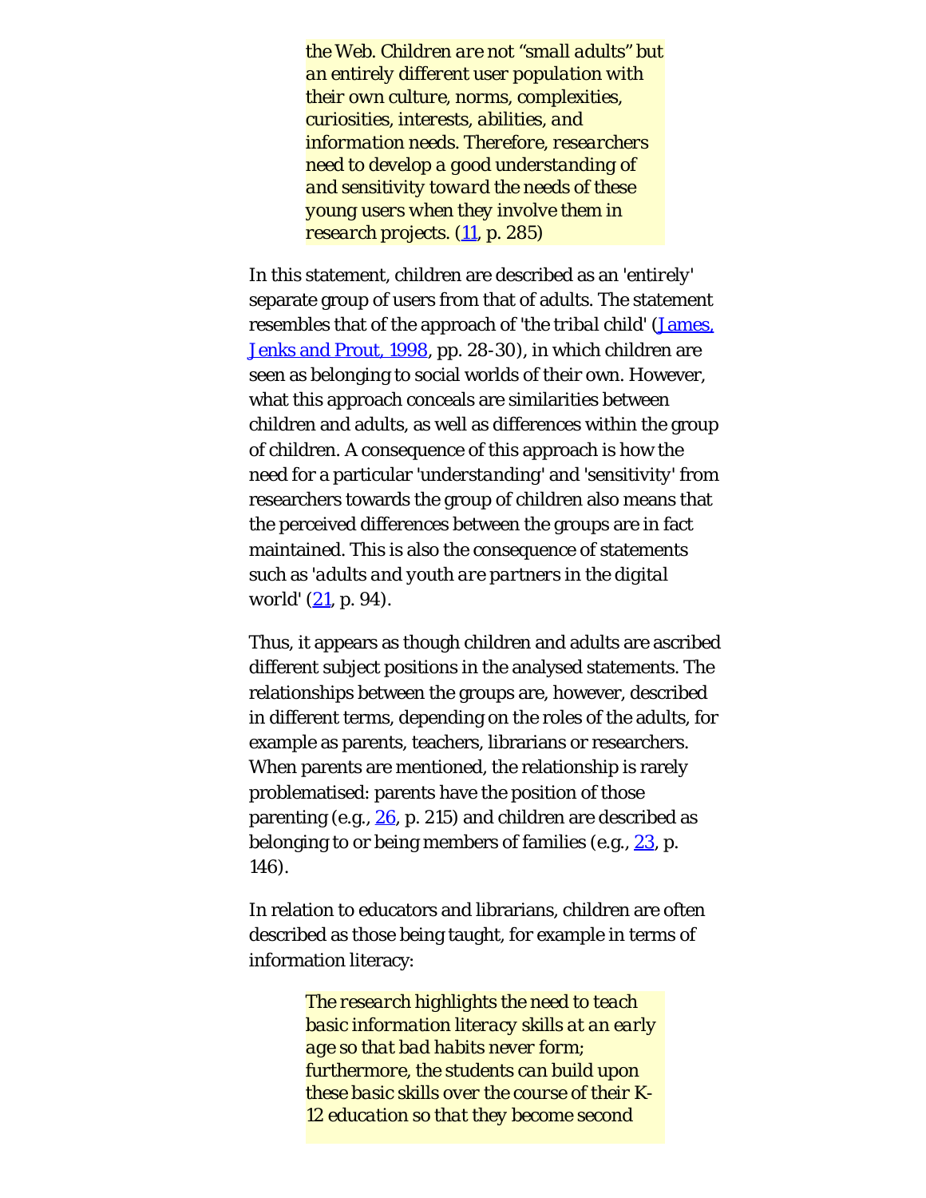> *the Web. Children are not "small adults" but an entirely different user population with their own culture, norms, complexities, curiosities, interests, abilities, and information needs. Therefore, researchers need to develop a good understanding of and sensitivity toward the needs of these young users when they involve them in research projects.* (11, p. 285)

In this statement, children are described as an '*entirely*' separate group of users from that of adults. The statement resembles that of the approach of '*the tribal child*' (James, Jenks and Prout, 1998, pp. 28-30), in which children are seen as belonging to social worlds of their own. However, what this approach conceals are similarities between children and adults, as well as differences within the group of children. A consequence of this approach is how the need for a particular '*understanding*' and '*sensitivity*' from researchers towards the group of children also means that the perceived differences between the groups are in fact maintained. This is also the consequence of statements such as '*adults and youth are partners in the digital world*' (21, p. 94).

Thus, it appears as though children and adults are ascribed different subject positions in the analysed statements. The relationships between the groups are, however, described in different terms, depending on the roles of the adults, for example as parents, teachers, librarians or researchers. When parents are mentioned, the relationship is rarely problematised: parents have the position of those parenting (e.g., 26, p. 215) and children are described as belonging to or being members of families (e.g., 23, p. 146).

In relation to educators and librarians, children are often described as those being taught, for example in terms of information literacy:

> *The research highlights the need to teach basic information literacy skills at an early age so that bad habits never form; furthermore, the students can build upon these basic skills over the course of their K-12 education so that they become second*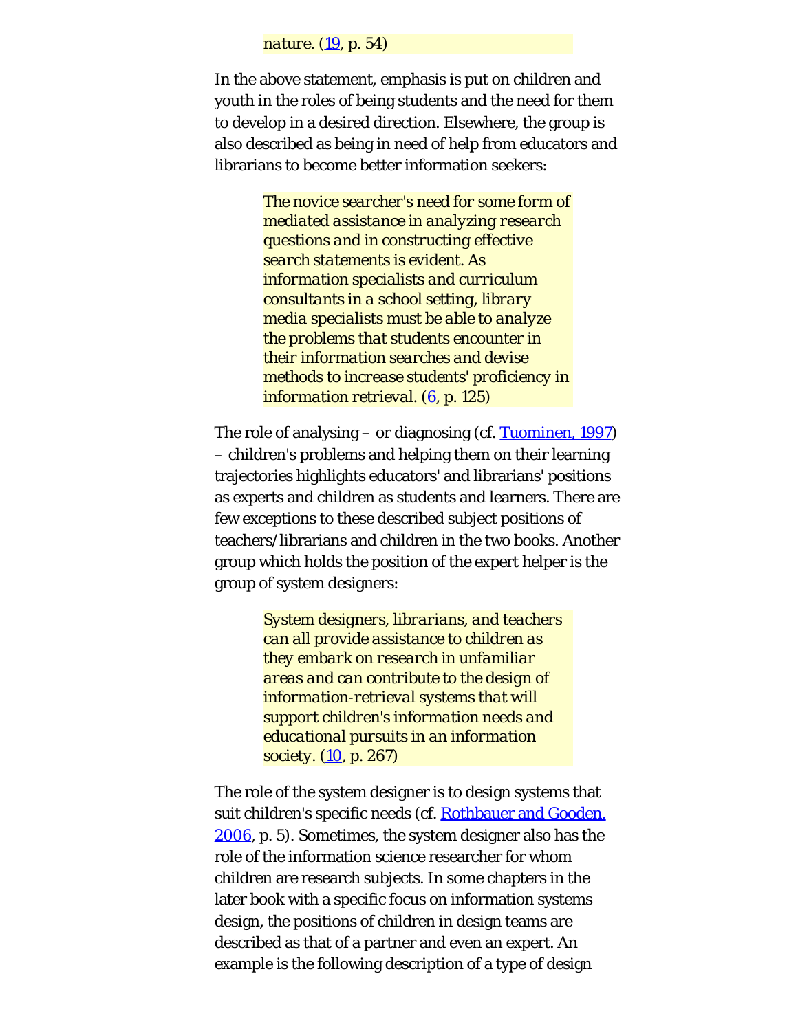> *nature.* ([19](#), p. 54)

In the above statement, emphasis is put on children and youth in the roles of being students and the need for them to develop in a desired direction. Elsewhere, the group is also described as being in need of help from educators and librarians to become better information seekers:

> *The novice searcher's need for some form of mediated assistance in analyzing research questions and in constructing effective search statements is evident. As information specialists and curriculum consultants in a school setting, library media specialists must be able to analyze the problems that students encounter in their information searches and devise methods to increase students' proficiency in information retrieval.* ([6](#), p. 125)

The role of analysing – or diagnosing (cf. [Tuominen, 1997](#)) – children's problems and helping them on their learning trajectories highlights educators' and librarians' positions as experts and children as students and learners. There are few exceptions to these described subject positions of teachers/librarians and children in the two books. Another group which holds the position of the expert helper is the group of system designers:

> *System designers, librarians, and teachers can all provide assistance to children as they embark on research in unfamiliar areas and can contribute to the design of information-retrieval systems that will support children's information needs and educational pursuits in an information society.* ([10](#), p. 267)

The role of the system designer is to design systems that suit children's specific needs (cf. [Rothbauer and Gooden, 2006](#), p. 5). Sometimes, the system designer also has the role of the information science researcher for whom children are research subjects. In some chapters in the later book with a specific focus on information systems design, the positions of children in design teams are described as that of a partner and even an expert. An example is the following description of a type of design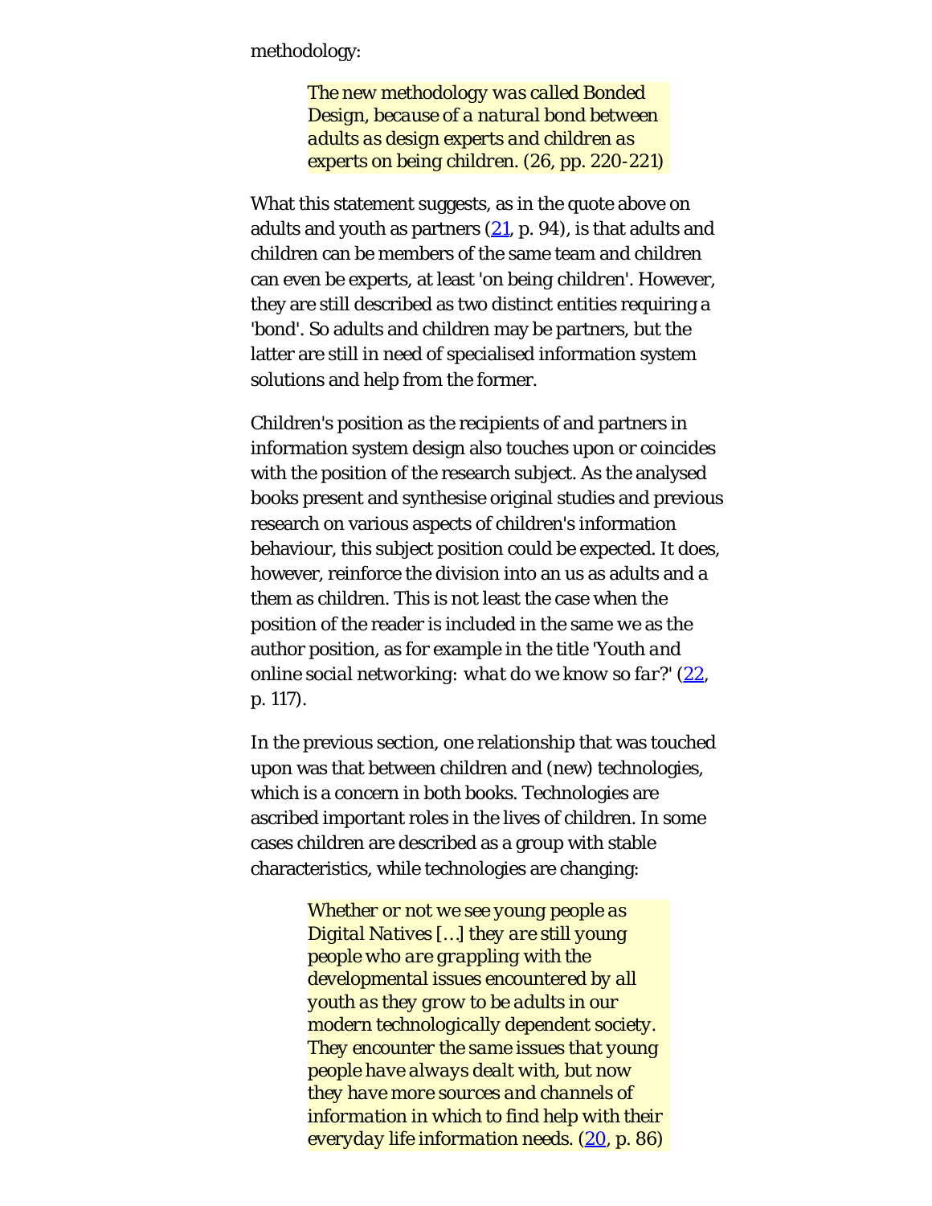methodology:

> *The new methodology was called Bonded Design, because of a natural bond between adults as design experts and children as experts on being children.* (26, pp. 220-221)

What this statement suggests, as in the quote above on adults and youth as partners (21, p. 94), is that adults and children can be members of the same team and children can even be experts, at least 'on being children'. However, they are still described as two distinct entities requiring a 'bond'. So adults and children may be partners, but the latter are still in need of specialised information system solutions and help from the former.

Children's position as the recipients of and partners in information system design also touches upon or coincides with the position of the research subject. As the analysed books present and synthesise original studies and previous research on various aspects of children's information behaviour, this subject position could be expected. It does, however, reinforce the division into an us as adults and a them as children. This is not least the case when the position of the reader is included in the same we as the author position, as for example in the title '*Youth and online social networking: what do we know so far?*' (22, p. 117).

In the previous section, one relationship that was touched upon was that between children and (new) technologies, which is a concern in both books. Technologies are ascribed important roles in the lives of children. In some cases children are described as a group with stable characteristics, while technologies are changing:

> *Whether or not we see young people as Digital Natives […] they are still young people who are grappling with the developmental issues encountered by all youth as they grow to be adults in our modern technologically dependent society. They encounter the same issues that young people have always dealt with, but now they have more sources and channels of information in which to find help with their everyday life information needs.* (20, p. 86)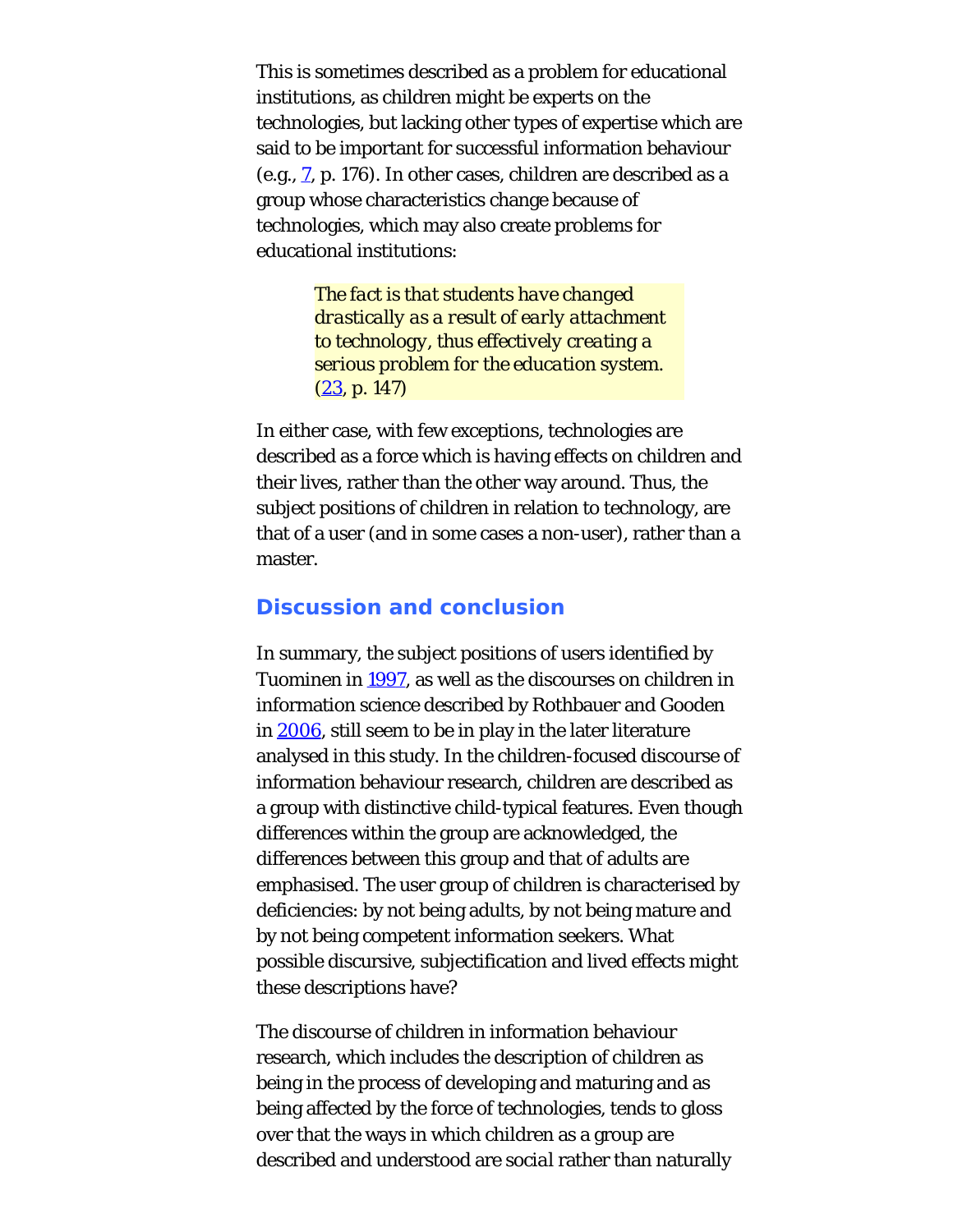This is sometimes described as a problem for educational institutions, as children might be experts on the technologies, but lacking other types of expertise which are said to be important for successful information behaviour (e.g., 7, p. 176). In other cases, children are described as a group whose characteristics change because of technologies, which may also create problems for educational institutions:

> *The fact is that students have changed drastically as a result of early attachment to technology, thus effectively creating a serious problem for the education system.* (23, p. 147)

In either case, with few exceptions, technologies are described as a force which is having effects on children and their lives, rather than the other way around. Thus, the subject positions of children in relation to technology, are that of a user (and in some cases a non-user), rather than a master.

## Discussion and conclusion

In summary, the subject positions of users identified by Tuominen in 1997, as well as the discourses on children in information science described by Rothbauer and Gooden in 2006, still seem to be in play in the later literature analysed in this study. In the children-focused discourse of information behaviour research, children are described as a group with distinctive child-typical features. Even though differences within the group are acknowledged, the differences between this group and that of adults are emphasised. The user group of children is characterised by deficiencies: by not being adults, by not being mature and by not being competent information seekers. What possible discursive, subjectification and lived effects might these descriptions have?

The discourse of children in information behaviour research, which includes the description of children as being in the process of developing and maturing and as being affected by the force of technologies, tends to gloss over that the ways in which children as a group are described and understood are *social* rather than naturally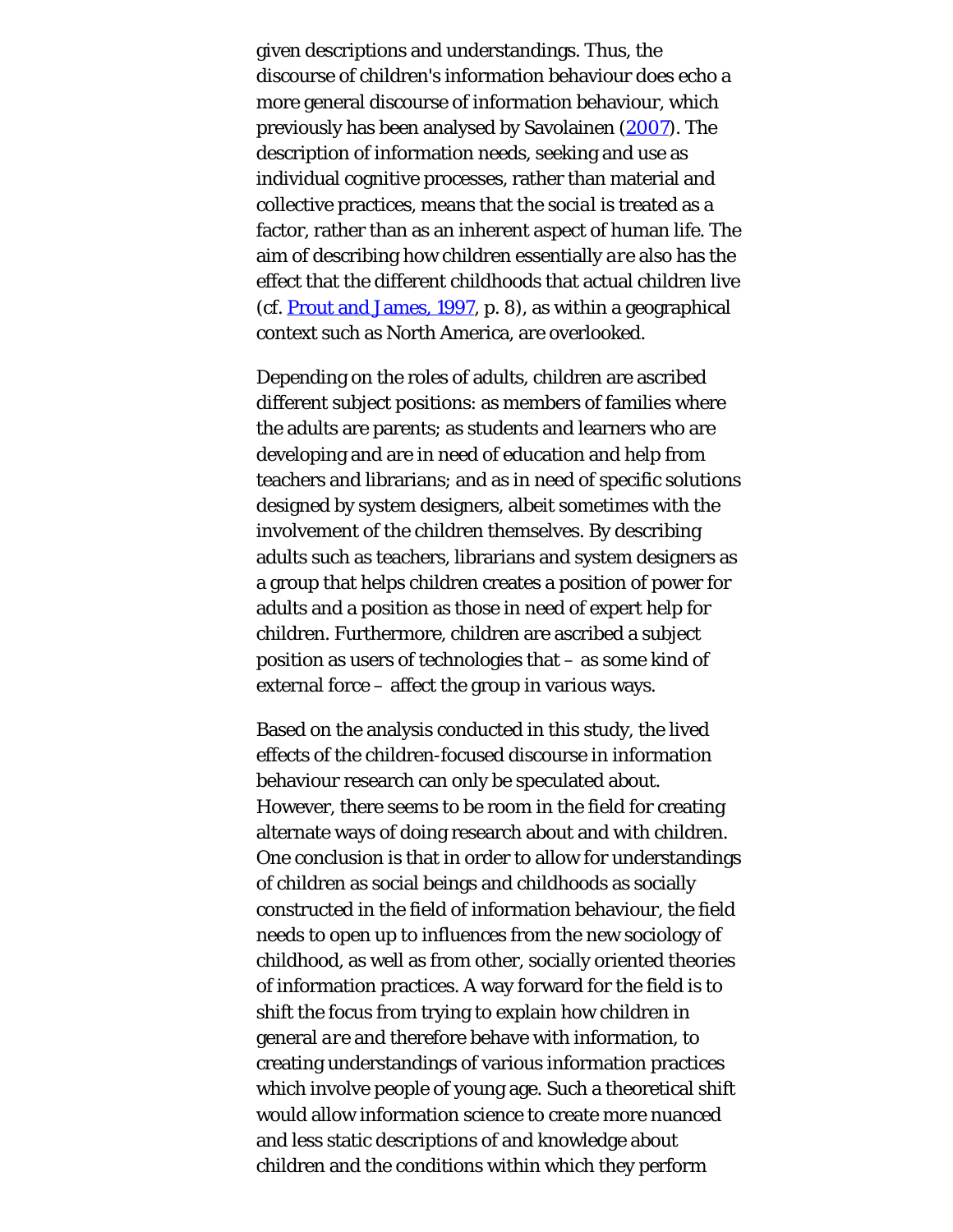given descriptions and understandings. Thus, the discourse of children's information behaviour does echo a more general discourse of information behaviour, which previously has been analysed by Savolainen (2007). The description of information needs, seeking and use as individual cognitive processes, rather than material and collective practices, means that the social is treated as a factor, rather than as an inherent aspect of human life. The aim of describing how children essentially *are* also has the effect that the different childhoods that actual children live (cf. Prout and James, 1997, p. 8), as within a geographical context such as North America, are overlooked.

Depending on the roles of adults, children are ascribed different subject positions: as members of families where the adults are parents; as students and learners who are developing and are in need of education and help from teachers and librarians; and as in need of specific solutions designed by system designers, albeit sometimes with the involvement of the children themselves. By describing adults such as teachers, librarians and system designers as a group that helps children creates a position of power for adults and a position as those in need of expert help for children. Furthermore, children are ascribed a subject position as users of technologies that – as some kind of external force – affect the group in various ways.

Based on the analysis conducted in this study, the lived effects of the children-focused discourse in information behaviour research can only be speculated about. However, there seems to be room in the field for creating alternate ways of doing research about and with children. One conclusion is that in order to allow for understandings of children as social beings and childhoods as socially constructed in the field of information behaviour, the field needs to open up to influences from the new sociology of childhood, as well as from other, socially oriented theories of information practices. A way forward for the field is to shift the focus from trying to explain how children in general *are* and therefore behave with information, to creating understandings of various information practices which involve people of young age. Such a theoretical shift would allow information science to create more nuanced and less static descriptions of and knowledge about children and the conditions within which they perform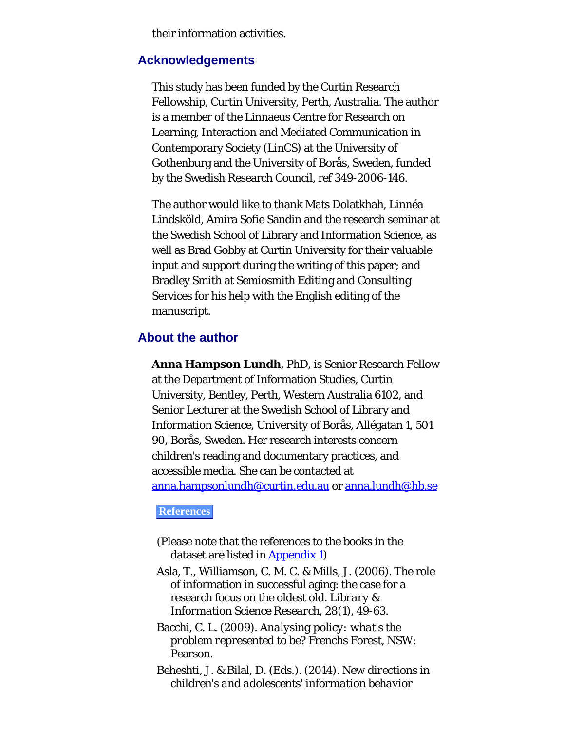their information activities.

## Acknowledgements

This study has been funded by the Curtin Research Fellowship, Curtin University, Perth, Australia. The author is a member of the Linnaeus Centre for Research on Learning, Interaction and Mediated Communication in Contemporary Society (LinCS) at the University of Gothenburg and the University of Borås, Sweden, funded by the Swedish Research Council, ref 349-2006-146.

The author would like to thank Mats Dolatkhah, Linnéa Lindsköld, Amira Sofie Sandin and the research seminar at the Swedish School of Library and Information Science, as well as Brad Gobby at Curtin University for their valuable input and support during the writing of this paper; and Bradley Smith at Semiosmith Editing and Consulting Services for his help with the English editing of the manuscript.

## About the author

**Anna Hampson Lundh**, PhD, is Senior Research Fellow at the Department of Information Studies, Curtin University, Bentley, Perth, Western Australia 6102, and Senior Lecturer at the Swedish School of Library and Information Science, University of Borås, Allégatan 1, 501 90, Borås, Sweden. Her research interests concern children's reading and documentary practices, and accessible media. She can be contacted at anna.hampsonlundh@curtin.edu.au or anna.lundh@hb.se

## References

(Please note that the references to the books in the dataset are listed in Appendix 1)

Asla, T., Williamson, C. M. C. & Mills, J. (2006). The role of information in successful aging: the case for a research focus on the oldest old. *Library & Information Science Research*, 28(1), 49-63.

Bacchi, C. L. (2009). *Analysing policy: what's the problem represented to be?* Frenchs Forest, NSW: Pearson.

Beheshti, J. & Bilal, D. (Eds.). (2014). *New directions in children's and adolescents' information behavior*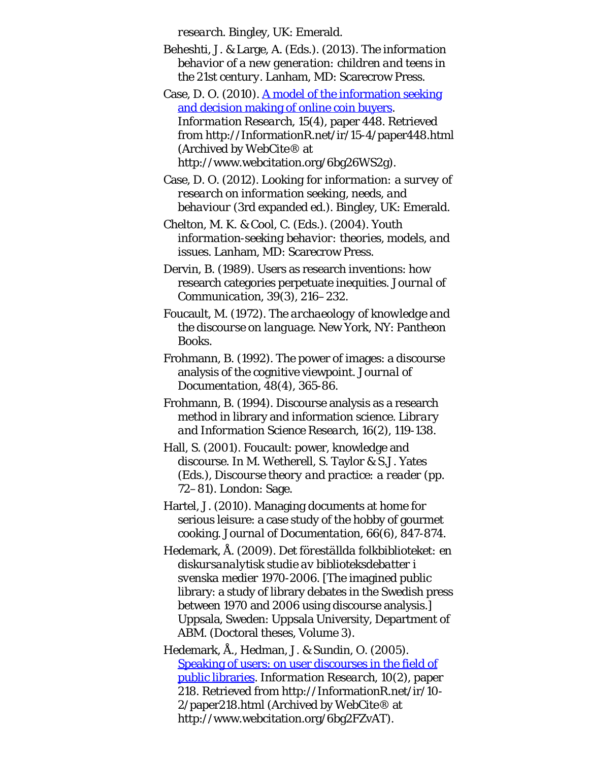*research*. Bingley, UK: Emerald.

Beheshti, J. & Large, A. (Eds.). (2013). *The information behavior of a new generation: children and teens in the 21st century*. Lanham, MD: Scarecrow Press.

Case, D. O. (2010). [A model of the information seeking and decision making of online coin buyers](http://InformationR.net/ir/15-4/paper448.html). *Information Research*, 15(4), paper 448. Retrieved from http://InformationR.net/ir/15-4/paper448.html (Archived by WebCite® at http://www.webcitation.org/6bg26WS2g).

Case, D. O. (2012). *Looking for information: a survey of research on information seeking, needs, and behaviour* (3rd expanded ed.). Bingley, UK: Emerald.

Chelton, M. K. & Cool, C. (Eds.). (2004). *Youth information-seeking behavior: theories, models, and issues*. Lanham, MD: Scarecrow Press.

Dervin, B. (1989). Users as research inventions: how research categories perpetuate inequities. *Journal of Communication*, 39(3), 216–232.

Foucault, M. (1972). *The archaeology of knowledge and the discourse on language*. New York, NY: Pantheon Books.

Frohmann, B. (1992). The power of images: a discourse analysis of the cognitive viewpoint. *Journal of Documentation*, 48(4), 365-86.

Frohmann, B. (1994). Discourse analysis as a research method in library and information science. *Library and Information Science Research*, 16(2), 119-138.

Hall, S. (2001). Foucault: power, knowledge and discourse. In M. Wetherell, S. Taylor & S.J. Yates (Eds.), *Discourse theory and practice: a reader* (pp. 72–81). London: Sage.

Hartel, J. (2010). Managing documents at home for serious leisure: a case study of the hobby of gourmet cooking. *Journal of Documentation*, 66(6), 847-874.

Hedemark, Å. (2009). *Det föreställda folkbiblioteket: en diskursanalytisk studie av biblioteksdebatter i svenska medier 1970-2006*. [The imagined public library: a study of library debates in the Swedish press between 1970 and 2006 using discourse analysis.] Uppsala, Sweden: Uppsala University, Department of ABM. (Doctoral theses, Volume 3).

Hedemark, Å., Hedman, J. & Sundin, O. (2005). [Speaking of users: on user discourses in the field of public libraries](http://InformationR.net/ir/10-2/paper218.html). *Information Research*, 10(2), paper 218. Retrieved from http://InformationR.net/ir/10-2/paper218.html (Archived by WebCite® at http://www.webcitation.org/6bg2FZvAT).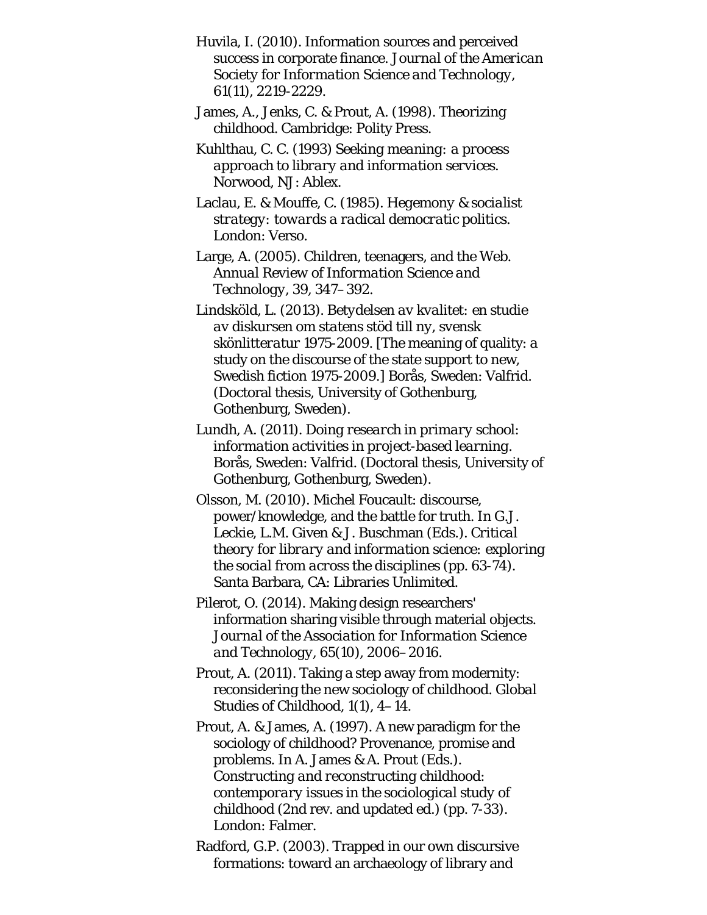Huvila, I. (2010). Information sources and perceived success in corporate finance. *Journal of the American Society for Information Science and Technology*, *61*(11), 2219-2229.

James, A., Jenks, C. & Prout, A. (1998). Theorizing childhood. Cambridge: Polity Press.

Kuhlthau, C. C. (1993) *Seeking meaning: a process approach to library and information services*. Norwood, NJ: Ablex.

Laclau, E. & Mouffe, C. (1985). *Hegemony & socialist strategy: towards a radical democratic* politics. London: Verso.

Large, A. (2005). Children, teenagers, and the Web. *Annual Review of Information Science and Technology*, 39, 347–392.

Lindsköld, L. (2013). *Betydelsen av kvalitet: en studie av diskursen om statens stöd till ny, svensk skönlitteratur 1975-2009*. [The meaning of quality: a study on the discourse of the state support to new, Swedish fiction 1975-2009.] Borås, Sweden: Valfrid. (Doctoral thesis, University of Gothenburg, Gothenburg, Sweden).

Lundh, A. (2011). *Doing research in primary school: information activities in project-based learning*. Borås, Sweden: Valfrid. (Doctoral thesis, University of Gothenburg, Gothenburg, Sweden).

Olsson, M. (2010). Michel Foucault: discourse, power/knowledge, and the battle for truth. In G.J. Leckie, L.M. Given & J. Buschman (Eds.). *Critical theory for library and information science: exploring the social from across the disciplines* (pp. 63-74). Santa Barbara, CA: Libraries Unlimited.

Pilerot, O. (2014). Making design researchers' information sharing visible through material objects. *Journal of the Association for Information Science and Technology*, *65*(10), 2006–2016.

Prout, A. (2011). Taking a step away from modernity: reconsidering the new sociology of childhood. Global Studies of Childhood, 1(1), 4–14.

Prout, A. & James, A. (1997). A new paradigm for the sociology of childhood? Provenance, promise and problems. In A. James & A. Prout (Eds.). *Constructing and reconstructing childhood: contemporary issues in the sociological study of childhood* (2nd rev. and updated ed.) (pp. 7-33). London: Falmer.

Radford, G.P. (2003). Trapped in our own discursive formations: toward an archaeology of library and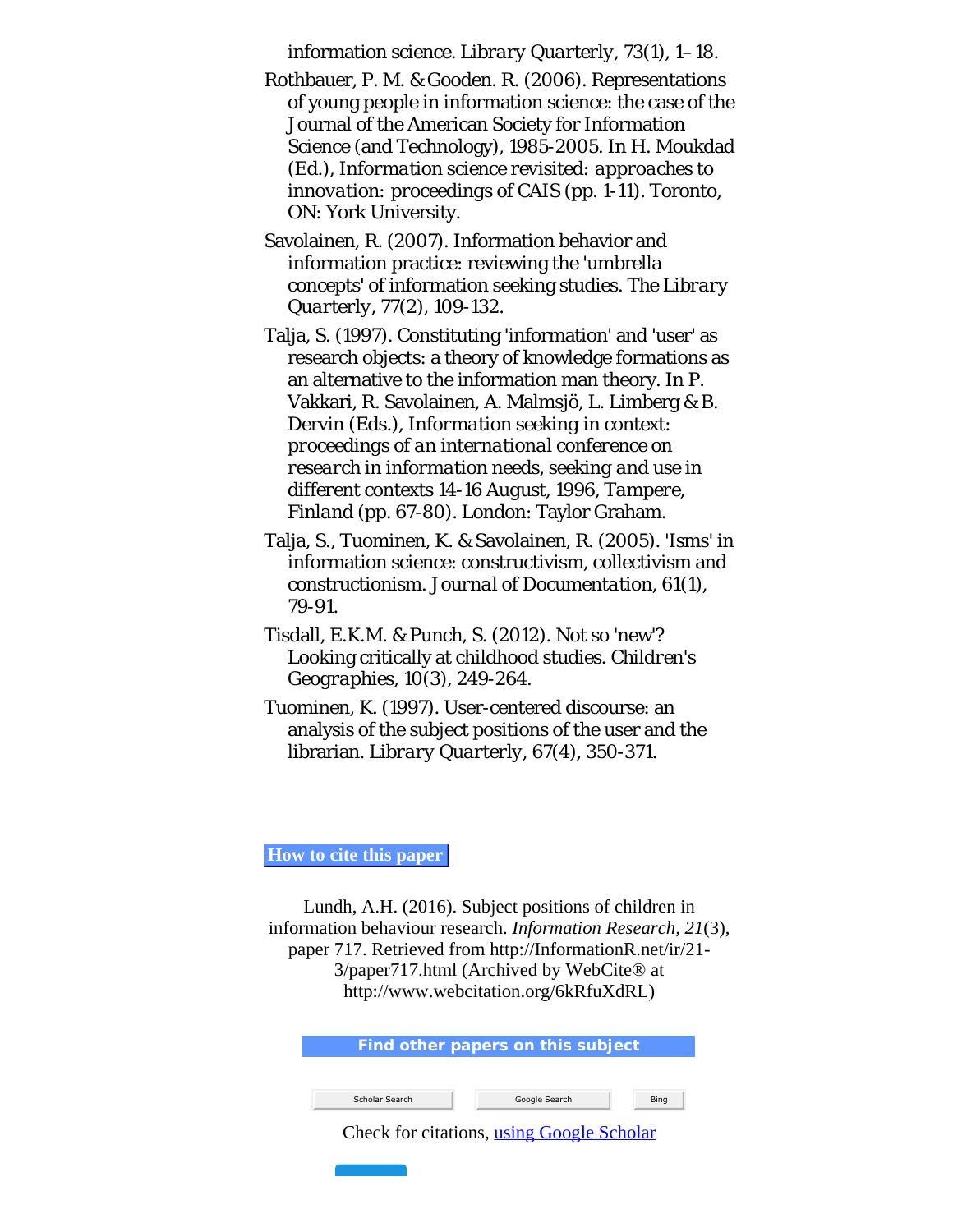information science. *Library Quarterly*, 73(1), 1–18.

Rothbauer, P. M. & Gooden. R. (2006). Representations of young people in information science: the case of the Journal of the American Society for Information Science (and Technology), 1985-2005. In H. Moukdad (Ed.), *Information science revisited: approaches to innovation: proceedings of CAIS* (pp. 1-11). Toronto, ON: York University.

Savolainen, R. (2007). Information behavior and information practice: reviewing the 'umbrella concepts' of information seeking studies. *The Library Quarterly*, 77(2), 109-132.

Talja, S. (1997). Constituting 'information' and 'user' as research objects: a theory of knowledge formations as an alternative to the information man theory. In P. Vakkari, R. Savolainen, A. Malmsjö, L. Limberg & B. Dervin (Eds.), *Information seeking in context: proceedings of an international conference on research in information needs, seeking and use in different contexts 14-16 August, 1996, Tampere, Finland* (pp. 67-80). London: Taylor Graham.

Talja, S., Tuominen, K. & Savolainen, R. (2005). 'Isms' in information science: constructivism, collectivism and constructionism. *Journal of Documentation*, 61(1), 79-91.

Tisdall, E.K.M. & Punch, S. (2012). Not so 'new'? Looking critically at childhood studies. *Children's Geographies*, 10(3), 249-264.

Tuominen, K. (1997). User-centered discourse: an analysis of the subject positions of the user and the librarian. *Library Quarterly*, 67(4), 350-371.

## How to cite this paper

Lundh, A.H. (2016). Subject positions of children in information behaviour research. *Information Research*, *21*(3), paper 717. Retrieved from http://InformationR.net/ir/21-3/paper717.html (Archived by WebCite® at http://www.webcitation.org/6kRfuXdRL)

**Find other papers on this subject**

Scholar Search | Google Search | Bing

Check for citations, using Google Scholar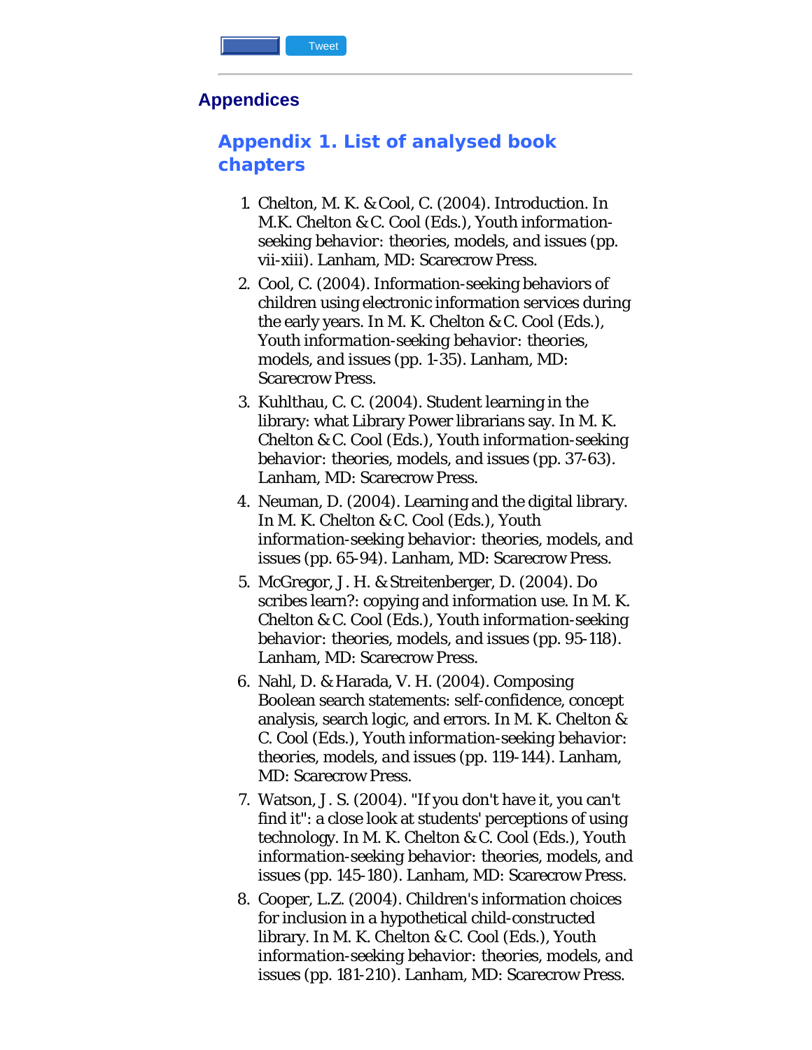## Appendices

### Appendix 1. List of analysed book chapters

1. Chelton, M. K. & Cool, C. (2004). Introduction. In M.K. Chelton & C. Cool (Eds.), *Youth information-seeking behavior: theories, models, and issues* (pp. vii-xiii). Lanham, MD: Scarecrow Press.
2. Cool, C. (2004). Information-seeking behaviors of children using electronic information services during the early years. In M. K. Chelton & C. Cool (Eds.), *Youth information-seeking behavior: theories, models, and issues* (pp. 1-35). Lanham, MD: Scarecrow Press.
3. Kuhlthau, C. C. (2004). Student learning in the library: what Library Power librarians say. In M. K. Chelton & C. Cool (Eds.), *Youth information-seeking behavior: theories, models, and issues* (pp. 37-63). Lanham, MD: Scarecrow Press.
4. Neuman, D. (2004). Learning and the digital library. In M. K. Chelton & C. Cool (Eds.), *Youth information-seeking behavior: theories, models, and issues* (pp. 65-94). Lanham, MD: Scarecrow Press.
5. McGregor, J. H. & Streitenberger, D. (2004). Do scribes learn?: copying and information use. In M. K. Chelton & C. Cool (Eds.), *Youth information-seeking behavior: theories, models, and issues* (pp. 95-118). Lanham, MD: Scarecrow Press.
6. Nahl, D. & Harada, V. H. (2004). Composing Boolean search statements: self-confidence, concept analysis, search logic, and errors. In M. K. Chelton & C. Cool (Eds.), *Youth information-seeking behavior: theories, models, and issues* (pp. 119-144). Lanham, MD: Scarecrow Press.
7. Watson, J. S. (2004). "If you don't have it, you can't find it": a close look at students' perceptions of using technology. In M. K. Chelton & C. Cool (Eds.), *Youth information-seeking behavior: theories, models, and issues* (pp. 145-180). Lanham, MD: Scarecrow Press.
8. Cooper, L.Z. (2004). Children's information choices for inclusion in a hypothetical child-constructed library. In M. K. Chelton & C. Cool (Eds.), *Youth information-seeking behavior: theories, models, and issues* (pp. 181-210). Lanham, MD: Scarecrow Press.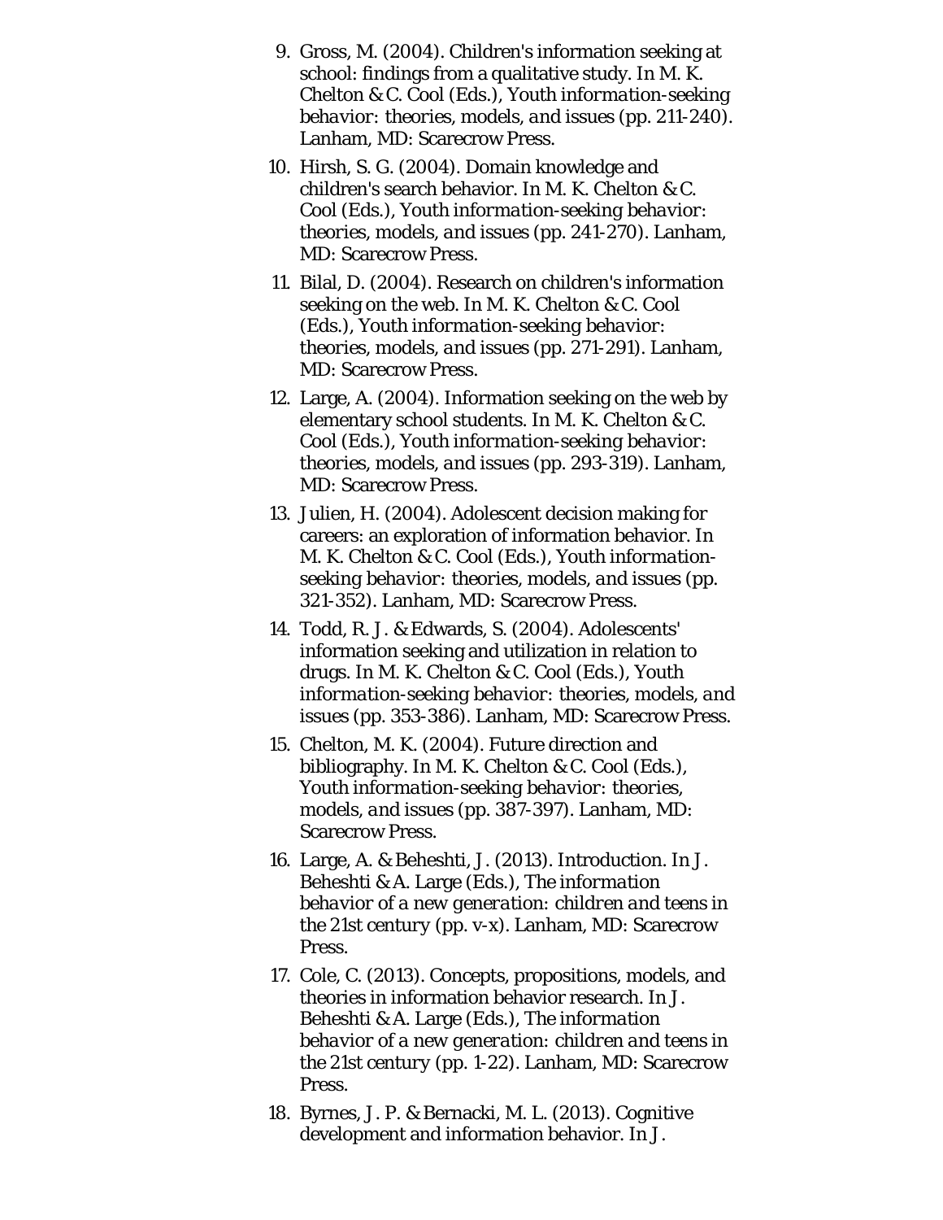9. Gross, M. (2004). Children's information seeking at school: findings from a qualitative study. In M. K. Chelton & C. Cool (Eds.), *Youth information-seeking behavior: theories, models, and issues* (pp. 211-240). Lanham, MD: Scarecrow Press.
10. Hirsh, S. G. (2004). Domain knowledge and children's search behavior. In M. K. Chelton & C. Cool (Eds.), *Youth information-seeking behavior: theories, models, and issues* (pp. 241-270). Lanham, MD: Scarecrow Press.
11. Bilal, D. (2004). Research on children's information seeking on the web. In M. K. Chelton & C. Cool (Eds.), *Youth information-seeking behavior: theories, models, and issues* (pp. 271-291). Lanham, MD: Scarecrow Press.
12. Large, A. (2004). Information seeking on the web by elementary school students. In M. K. Chelton & C. Cool (Eds.), *Youth information-seeking behavior: theories, models, and issues* (pp. 293-319). Lanham, MD: Scarecrow Press.
13. Julien, H. (2004). Adolescent decision making for careers: an exploration of information behavior. In M. K. Chelton & C. Cool (Eds.), *Youth information-seeking behavior: theories, models, and issues* (pp. 321-352). Lanham, MD: Scarecrow Press.
14. Todd, R. J. & Edwards, S. (2004). Adolescents' information seeking and utilization in relation to drugs. In M. K. Chelton & C. Cool (Eds.), *Youth information-seeking behavior: theories, models, and issues* (pp. 353-386). Lanham, MD: Scarecrow Press.
15. Chelton, M. K. (2004). Future direction and bibliography. In M. K. Chelton & C. Cool (Eds.), *Youth information-seeking behavior: theories, models, and issues* (pp. 387-397). Lanham, MD: Scarecrow Press.
16. Large, A. & Beheshti, J. (2013). Introduction. In J. Beheshti & A. Large (Eds.), *The information behavior of a new generation: children and teens in the 21st century* (pp. v-x). Lanham, MD: Scarecrow Press.
17. Cole, C. (2013). Concepts, propositions, models, and theories in information behavior research. In J. Beheshti & A. Large (Eds.), *The information behavior of a new generation: children and teens in the 21st century* (pp. 1-22). Lanham, MD: Scarecrow Press.
18. Byrnes, J. P. & Bernacki, M. L. (2013). Cognitive development and information behavior. In J.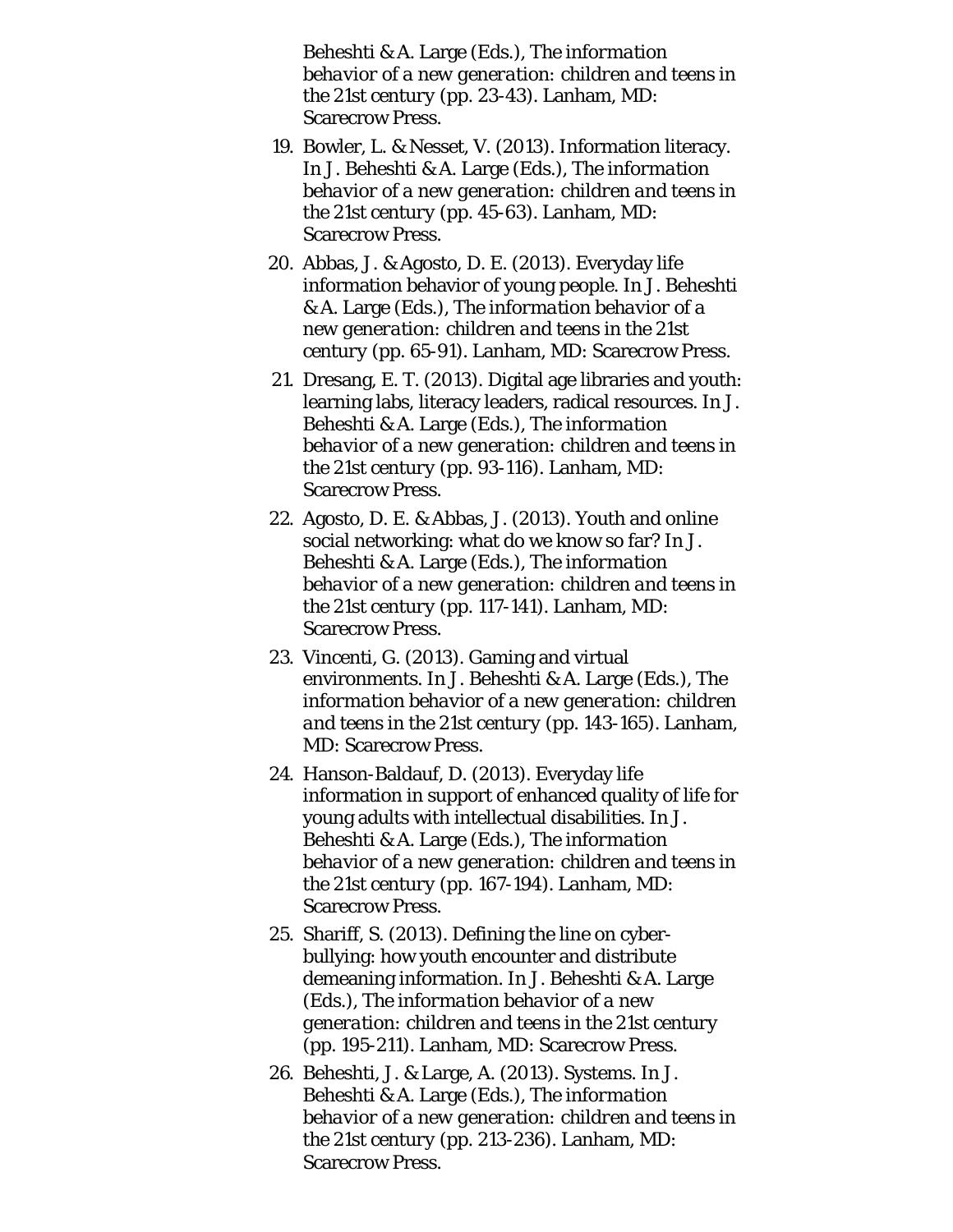Beheshti & A. Large (Eds.), *The information behavior of a new generation: children and teens in the 21st century* (pp. 23-43). Lanham, MD: Scarecrow Press.

19. Bowler, L. & Nesset, V. (2013). Information literacy. In J. Beheshti & A. Large (Eds.), *The information behavior of a new generation: children and teens in the 21st century* (pp. 45-63). Lanham, MD: Scarecrow Press.
20. Abbas, J. & Agosto, D. E. (2013). Everyday life information behavior of young people. In J. Beheshti & A. Large (Eds.), *The information behavior of a new generation: children and teens in the 21st century* (pp. 65-91). Lanham, MD: Scarecrow Press.
21. Dresang, E. T. (2013). Digital age libraries and youth: learning labs, literacy leaders, radical resources. In J. Beheshti & A. Large (Eds.), *The information behavior of a new generation: children and teens in the 21st century* (pp. 93-116). Lanham, MD: Scarecrow Press.
22. Agosto, D. E. & Abbas, J. (2013). Youth and online social networking: what do we know so far? In J. Beheshti & A. Large (Eds.), *The information behavior of a new generation: children and teens in the 21st century* (pp. 117-141). Lanham, MD: Scarecrow Press.
23. Vincenti, G. (2013). Gaming and virtual environments. In J. Beheshti & A. Large (Eds.), *The information behavior of a new generation: children and teens in the 21st century* (pp. 143-165). Lanham, MD: Scarecrow Press.
24. Hanson-Baldauf, D. (2013). Everyday life information in support of enhanced quality of life for young adults with intellectual disabilities. In J. Beheshti & A. Large (Eds.), *The information behavior of a new generation: children and teens in the 21st century* (pp. 167-194). Lanham, MD: Scarecrow Press.
25. Shariff, S. (2013). Defining the line on cyber-bullying: how youth encounter and distribute demeaning information. In J. Beheshti & A. Large (Eds.), *The information behavior of a new generation: children and teens in the 21st century* (pp. 195-211). Lanham, MD: Scarecrow Press.
26. Beheshti, J. & Large, A. (2013). Systems. In J. Beheshti & A. Large (Eds.), *The information behavior of a new generation: children and teens in the 21st century* (pp. 213-236). Lanham, MD: Scarecrow Press.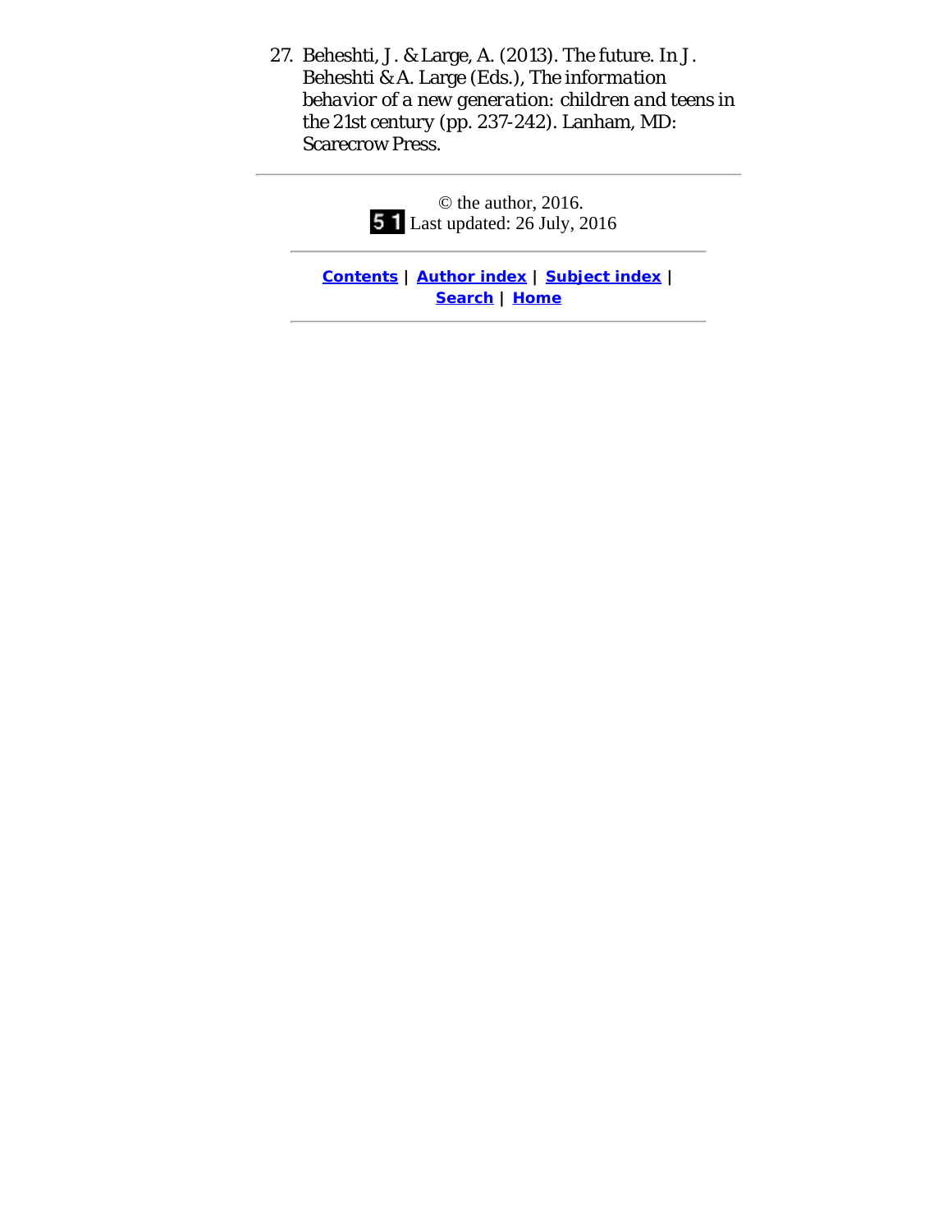27. Beheshti, J. & Large, A. (2013). The future. In J. Beheshti & A. Large (Eds.), *The information behavior of a new generation: children and teens in the 21st century* (pp. 237-242). Lanham, MD: Scarecrow Press.

---

© the author, 2016.
Last updated: 26 July, 2016

---

**Contents** | **Author index** | **Subject index** | **Search** | **Home**